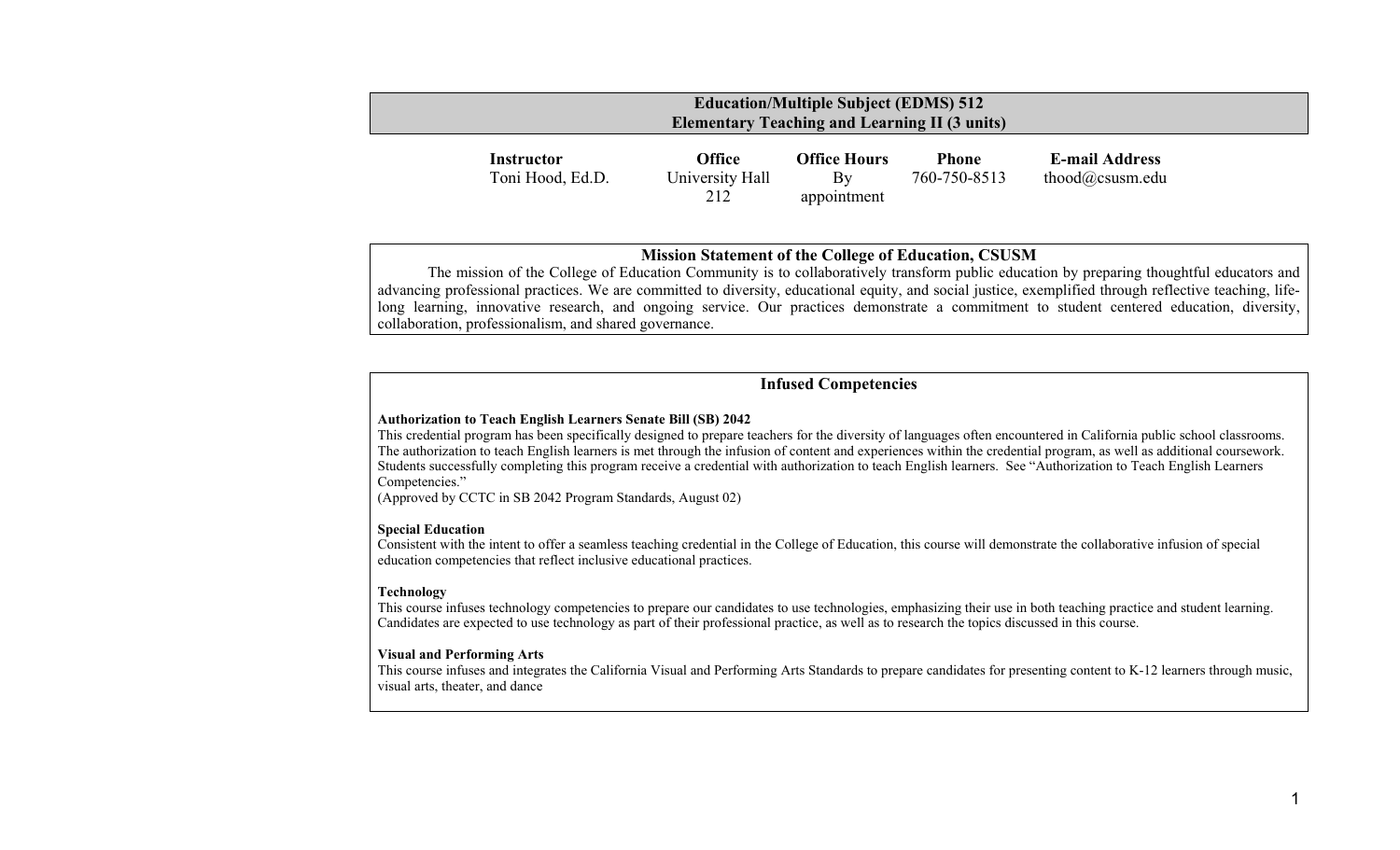# Education/Multiple Subject (EDMS) 512
# Elementary Teaching and Learning II (3 units)

| Instructor | Office | Office Hours | Phone | E-mail Address |
| --- | --- | --- | --- | --- |
| Toni Hood, Ed.D. | University Hall 212 | By appointment | 760-750-8513 | thood@csusm.edu |

## Mission Statement of the College of Education, CSUSM

The mission of the College of Education Community is to collaboratively transform public education by preparing thoughtful educators and advancing professional practices. We are committed to diversity, educational equity, and social justice, exemplified through reflective teaching, life-long learning, innovative research, and ongoing service. Our practices demonstrate a commitment to student centered education, diversity, collaboration, professionalism, and shared governance.

## Infused Competencies

**Authorization to Teach English Learners Senate Bill (SB) 2042**

This credential program has been specifically designed to prepare teachers for the diversity of languages often encountered in California public school classrooms. The authorization to teach English learners is met through the infusion of content and experiences within the credential program, as well as additional coursework. Students successfully completing this program receive a credential with authorization to teach English learners. See "Authorization to Teach English Learners Competencies."

(Approved by CCTC in SB 2042 Program Standards, August 02)

**Special Education**

Consistent with the intent to offer a seamless teaching credential in the College of Education, this course will demonstrate the collaborative infusion of special education competencies that reflect inclusive educational practices.

**Technology**

This course infuses technology competencies to prepare our candidates to use technologies, emphasizing their use in both teaching practice and student learning. Candidates are expected to use technology as part of their professional practice, as well as to research the topics discussed in this course.

**Visual and Performing Arts**

This course infuses and integrates the California Visual and Performing Arts Standards to prepare candidates for presenting content to K-12 learners through music, visual arts, theater, and dance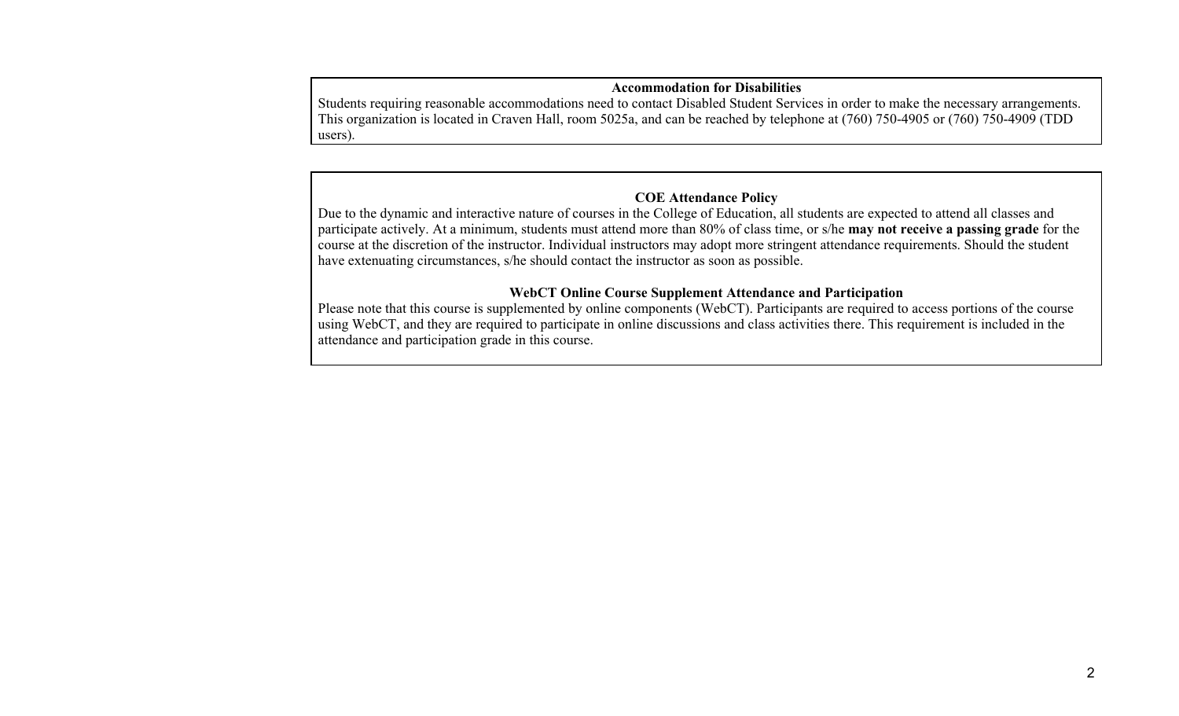### Accommodation for Disabilities

Students requiring reasonable accommodations need to contact Disabled Student Services in order to make the necessary arrangements. This organization is located in Craven Hall, room 5025a, and can be reached by telephone at (760) 750-4905 or (760) 750-4909 (TDD users).

### COE Attendance Policy

Due to the dynamic and interactive nature of courses in the College of Education, all students are expected to attend all classes and participate actively. At a minimum, students must attend more than 80% of class time, or s/he **may not receive a passing grade** for the course at the discretion of the instructor. Individual instructors may adopt more stringent attendance requirements. Should the student have extenuating circumstances, s/he should contact the instructor as soon as possible.

### WebCT Online Course Supplement Attendance and Participation

Please note that this course is supplemented by online components (WebCT). Participants are required to access portions of the course using WebCT, and they are required to participate in online discussions and class activities there. This requirement is included in the attendance and participation grade in this course.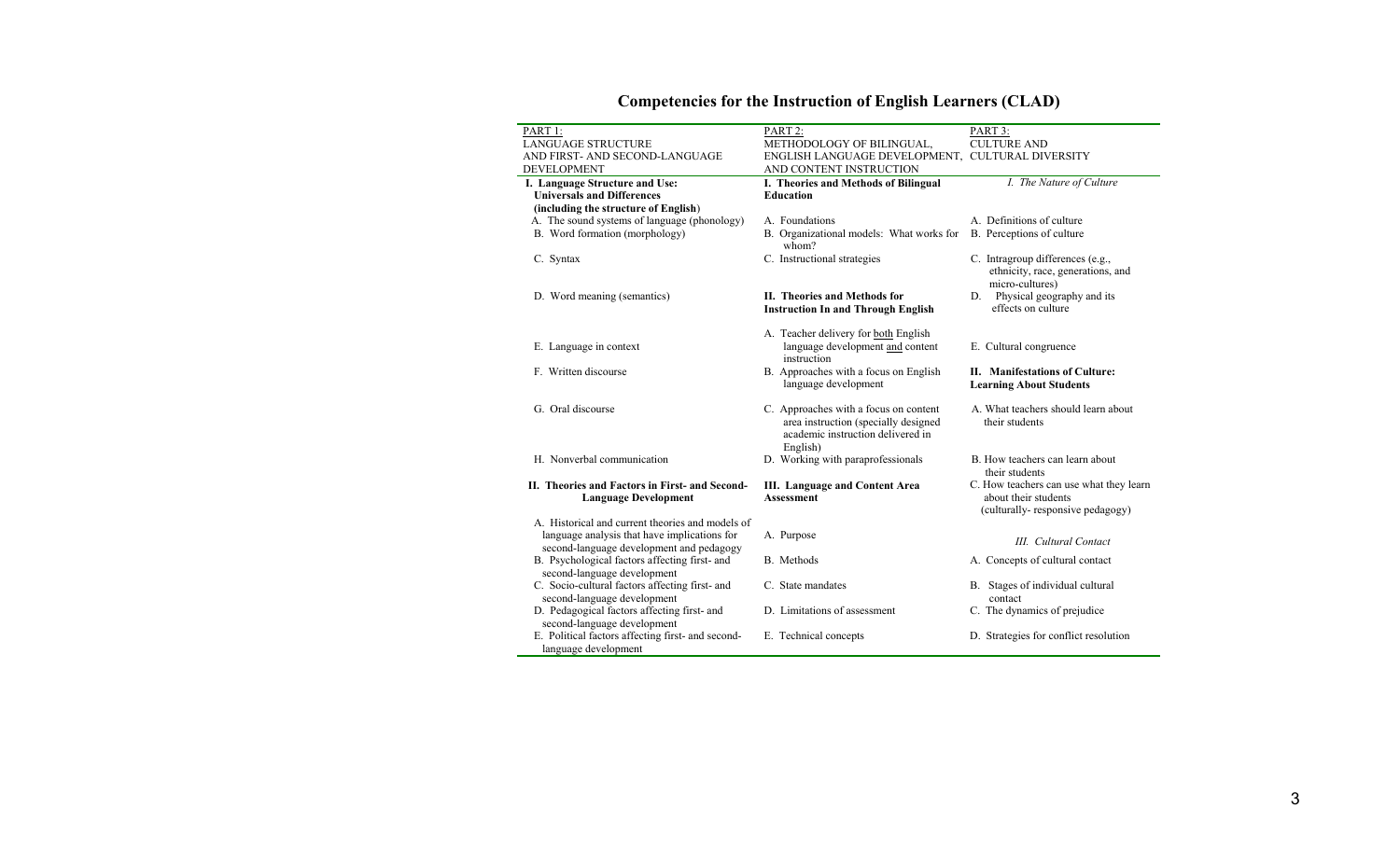# Competencies for the Instruction of English Learners (CLAD)

| PART 1: LANGUAGE STRUCTURE AND FIRST- AND SECOND-LANGUAGE DEVELOPMENT | PART 2: METHODOLOGY OF BILINGUAL, ENGLISH LANGUAGE DEVELOPMENT, AND CONTENT INSTRUCTION | PART 3: CULTURE AND CULTURAL DIVERSITY |
|---|---|---|
| **I. Language Structure and Use: Universals and Differences (including the structure of English)** | **I. Theories and Methods of Bilingual Education** | *I. The Nature of Culture* |
| A. The sound systems of language (phonology) | A. Foundations | A. Definitions of culture |
| B. Word formation (morphology) | B. Organizational models: What works for whom? | B. Perceptions of culture |
| C. Syntax | C. Instructional strategies | C. Intragroup differences (e.g., ethnicity, race, generations, and micro-cultures) |
| D. Word meaning (semantics) | **II. Theories and Methods for Instruction In and Through English** | D. Physical geography and its effects on culture |
| E. Language in context | A. Teacher delivery for both English language development and content instruction | E. Cultural congruence |
| F. Written discourse | B. Approaches with a focus on English language development | **II. Manifestations of Culture: Learning About Students** |
| G. Oral discourse | C. Approaches with a focus on content area instruction (specially designed academic instruction delivered in English) | A. What teachers should learn about their students |
| H. Nonverbal communication | D. Working with paraprofessionals | B. How teachers can learn about their students |
| **II. Theories and Factors in First- and Second-Language Development** | **III. Language and Content Area Assessment** | C. How teachers can use what they learn about their students (culturally- responsive pedagogy) |
| A. Historical and current theories and models of language analysis that have implications for second-language development and pedagogy | A. Purpose | *III. Cultural Contact* |
| B. Psychological factors affecting first- and second-language development | B. Methods | A. Concepts of cultural contact |
| C. Socio-cultural factors affecting first- and second-language development | C. State mandates | B. Stages of individual cultural contact |
| D. Pedagogical factors affecting first- and second-language development | D. Limitations of assessment | C. The dynamics of prejudice |
| E. Political factors affecting first- and second-language development | E. Technical concepts | D. Strategies for conflict resolution |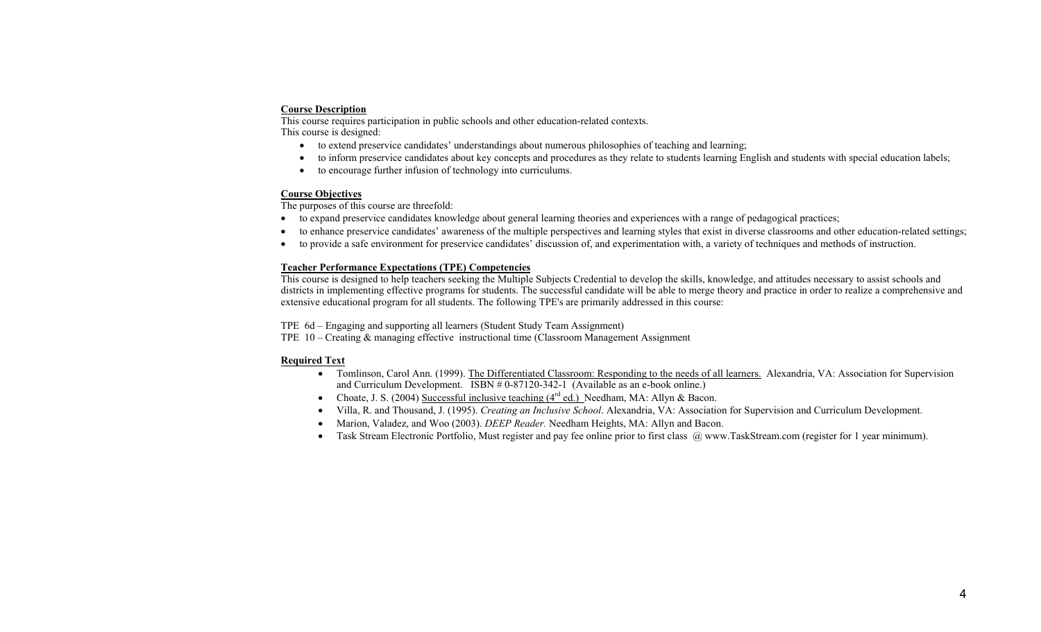**Course Description**

This course requires participation in public schools and other education-related contexts.
This course is designed:

- to extend preservice candidates' understandings about numerous philosophies of teaching and learning;
- to inform preservice candidates about key concepts and procedures as they relate to students learning English and students with special education labels;
- to encourage further infusion of technology into curriculums.

**Course Objectives**

The purposes of this course are threefold:

- to expand preservice candidates knowledge about general learning theories and experiences with a range of pedagogical practices;
- to enhance preservice candidates' awareness of the multiple perspectives and learning styles that exist in diverse classrooms and other education-related settings;
- to provide a safe environment for preservice candidates' discussion of, and experimentation with, a variety of techniques and methods of instruction.

**Teacher Performance Expectations (TPE) Competencies**

This course is designed to help teachers seeking the Multiple Subjects Credential to develop the skills, knowledge, and attitudes necessary to assist schools and districts in implementing effective programs for students. The successful candidate will be able to merge theory and practice in order to realize a comprehensive and extensive educational program for all students. The following TPE's are primarily addressed in this course:

TPE 6d – Engaging and supporting all learners (Student Study Team Assignment)
TPE 10 – Creating & managing effective instructional time (Classroom Management Assignment

**Required Text**

- Tomlinson, Carol Ann. (1999). The Differentiated Classroom: Responding to the needs of all learners. Alexandria, VA: Association for Supervision and Curriculum Development. ISBN # 0-87120-342-1 (Available as an e-book online.)
- Choate, J. S. (2004) Successful inclusive teaching (4rd ed.) Needham, MA: Allyn & Bacon.
- Villa, R. and Thousand, J. (1995). *Creating an Inclusive School*. Alexandria, VA: Association for Supervision and Curriculum Development.
- Marion, Valadez, and Woo (2003). *DEEP Reader.* Needham Heights, MA: Allyn and Bacon.
- Task Stream Electronic Portfolio, Must register and pay fee online prior to first class @ www.TaskStream.com (register for 1 year minimum).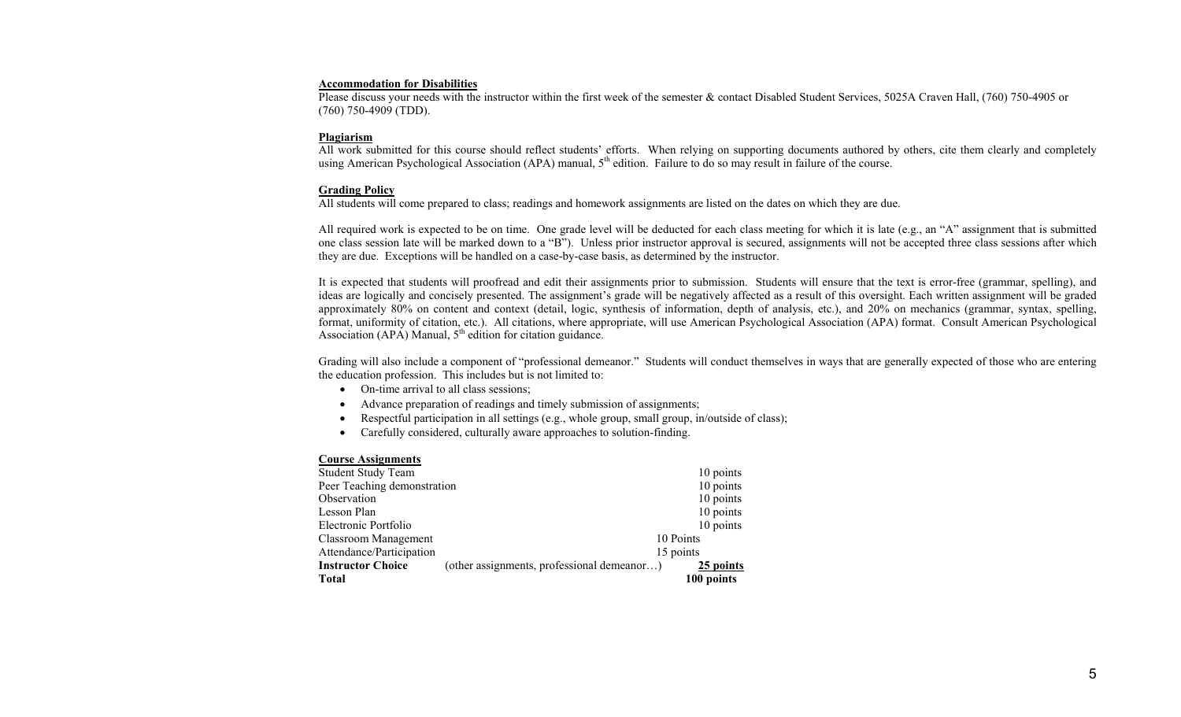**Accommodation for Disabilities**

Please discuss your needs with the instructor within the first week of the semester & contact Disabled Student Services, 5025A Craven Hall, (760) 750-4905 or (760) 750-4909 (TDD).

**Plagiarism**

All work submitted for this course should reflect students' efforts. When relying on supporting documents authored by others, cite them clearly and completely using American Psychological Association (APA) manual, 5th edition. Failure to do so may result in failure of the course.

**Grading Policy**

All students will come prepared to class; readings and homework assignments are listed on the dates on which they are due.

All required work is expected to be on time. One grade level will be deducted for each class meeting for which it is late (e.g., an "A" assignment that is submitted one class session late will be marked down to a "B"). Unless prior instructor approval is secured, assignments will not be accepted three class sessions after which they are due. Exceptions will be handled on a case-by-case basis, as determined by the instructor.

It is expected that students will proofread and edit their assignments prior to submission. Students will ensure that the text is error-free (grammar, spelling), and ideas are logically and concisely presented. The assignment's grade will be negatively affected as a result of this oversight. Each written assignment will be graded approximately 80% on content and context (detail, logic, synthesis of information, depth of analysis, etc.), and 20% on mechanics (grammar, syntax, spelling, format, uniformity of citation, etc.). All citations, where appropriate, will use American Psychological Association (APA) format. Consult American Psychological Association (APA) Manual, 5th edition for citation guidance.

Grading will also include a component of "professional demeanor." Students will conduct themselves in ways that are generally expected of those who are entering the education profession. This includes but is not limited to:

- On-time arrival to all class sessions;
- Advance preparation of readings and timely submission of assignments;
- Respectful participation in all settings (e.g., whole group, small group, in/outside of class);
- Carefully considered, culturally aware approaches to solution-finding.

**Course Assignments**

| | | |
|---|---|---|
| Student Study Team | | 10 points |
| Peer Teaching demonstration | | 10 points |
| Observation | | 10 points |
| Lesson Plan | | 10 points |
| Electronic Portfolio | | 10 points |
| Classroom Management | | 10 Points |
| Attendance/Participation | | 15 points |
| **Instructor Choice** | (other assignments, professional demeanor…) | **25 points** |
| **Total** | | **100 points** |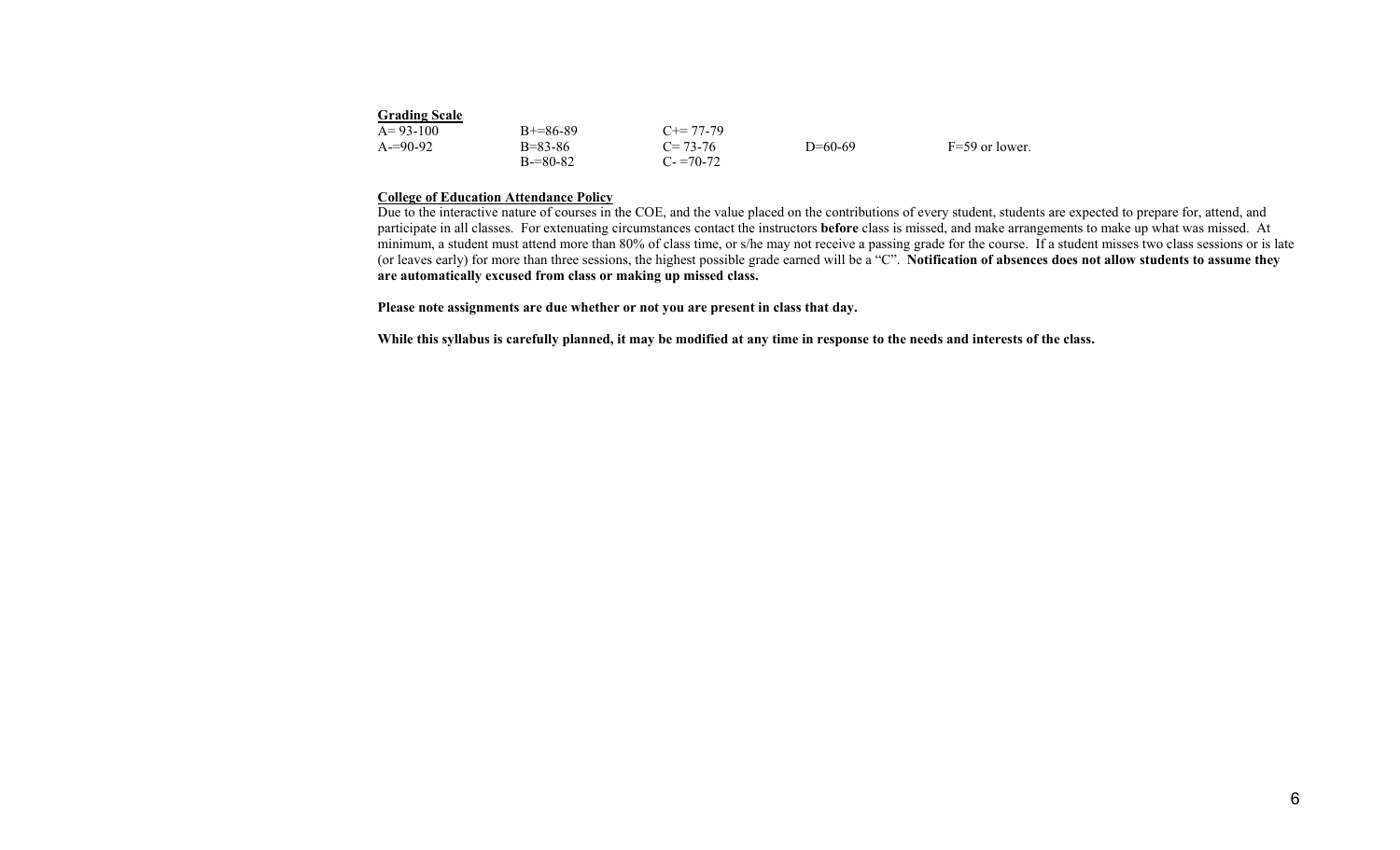**Grading Scale**

| A= 93-100 | B+=86-89 | C+= 77-79 | | |
|---|---|---|---|---|
| A-=90-92 | B=83-86 | C= 73-76 | D=60-69 | F=59 or lower. |
| | B-=80-82 | C- =70-72 | | |

**College of Education Attendance Policy**

Due to the interactive nature of courses in the COE, and the value placed on the contributions of every student, students are expected to prepare for, attend, and participate in all classes. For extenuating circumstances contact the instructors **before** class is missed, and make arrangements to make up what was missed. At minimum, a student must attend more than 80% of class time, or s/he may not receive a passing grade for the course. If a student misses two class sessions or is late (or leaves early) for more than three sessions, the highest possible grade earned will be a "C". **Notification of absences does not allow students to assume they are automatically excused from class or making up missed class.**

**Please note assignments are due whether or not you are present in class that day.**

**While this syllabus is carefully planned, it may be modified at any time in response to the needs and interests of the class.**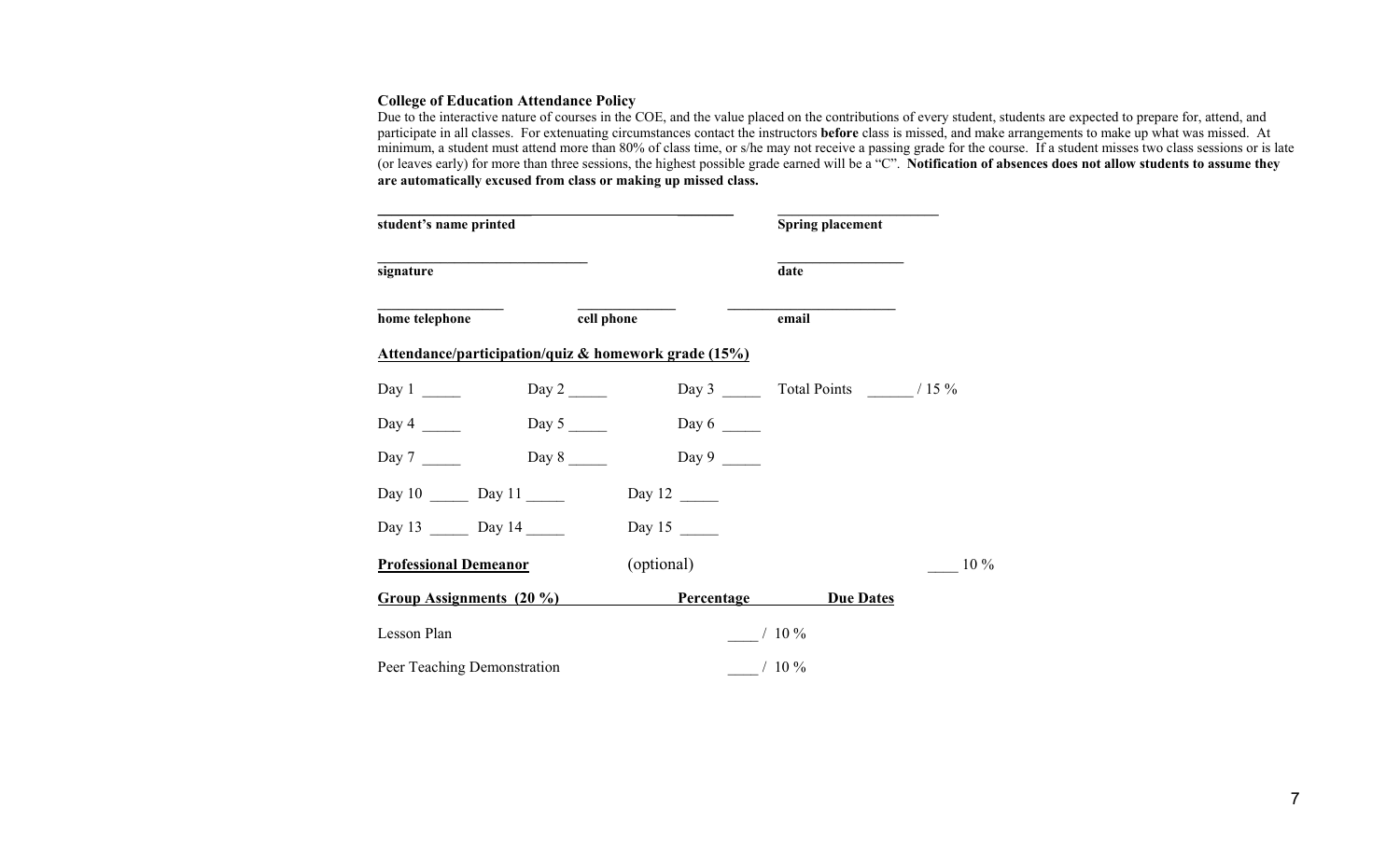**College of Education Attendance Policy**

Due to the interactive nature of courses in the COE, and the value placed on the contributions of every student, students are expected to prepare for, attend, and participate in all classes. For extenuating circumstances contact the instructors **before** class is missed, and make arrangements to make up what was missed. At minimum, a student must attend more than 80% of class time, or s/he may not receive a passing grade for the course. If a student misses two class sessions or is late (or leaves early) for more than three sessions, the highest possible grade earned will be a "C". **Notification of absences does not allow students to assume they are automatically excused from class or making up missed class.**

______________________________________ ______________________

**student's name printed** **Spring placement**

____________________________ _________________

**signature** **date**

_________________ _____________ ______________________

**home telephone** **cell phone** **email**

**<u>Attendance/participation/quiz & homework grade (15%)</u>**

Day 1 _____ Day 2 _____ Day 3 _____ Total Points ______ / 15 %

Day 4 _____ Day 5 _____ Day 6 _____

Day 7 _____ Day 8 _____ Day 9 _____

Day 10 _____ Day 11 _____ Day 12 _____

Day 13 _____ Day 14 _____ Day 15 _____

**<u>Professional Demeanor</u>** (optional) ____ 10 %

| **Group Assignments (20 %)** | **Percentage** | **Due Dates** |
|---|---|---|
| Lesson Plan | ____ / 10 % | |
| Peer Teaching Demonstration | ____ / 10 % | |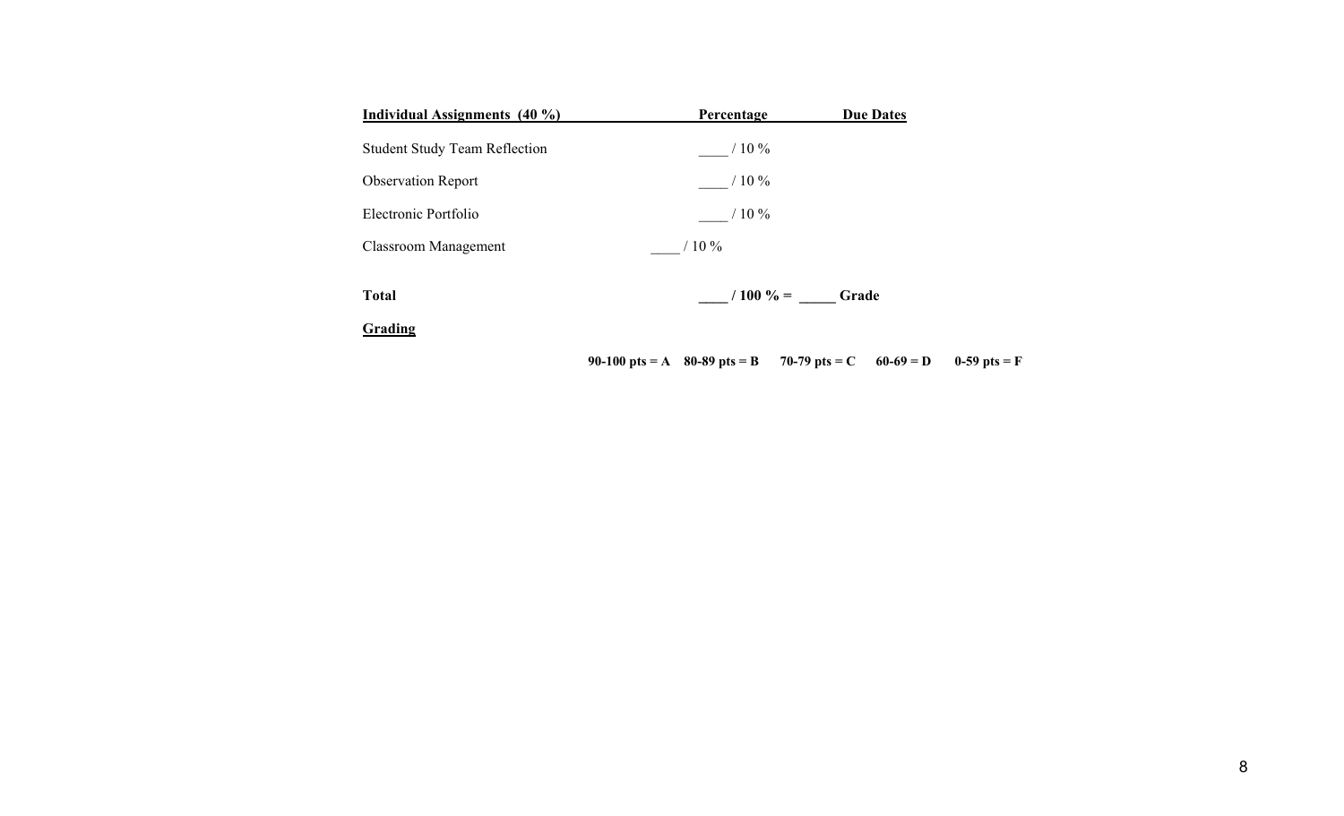| Individual Assignments (40 %) | Percentage | Due Dates |
|---|---|---|
| Student Study Team Reflection | ____ / 10 % | |
| Observation Report | ____ / 10 % | |
| Electronic Portfolio | ____ / 10 % | |
| Classroom Management | ____ / 10 % | |
| **Total** | **____ / 100 % = _____ Grade** | |

**Grading**

**90-100 pts = A 80-89 pts = B 70-79 pts = C 60-69 = D 0-59 pts = F**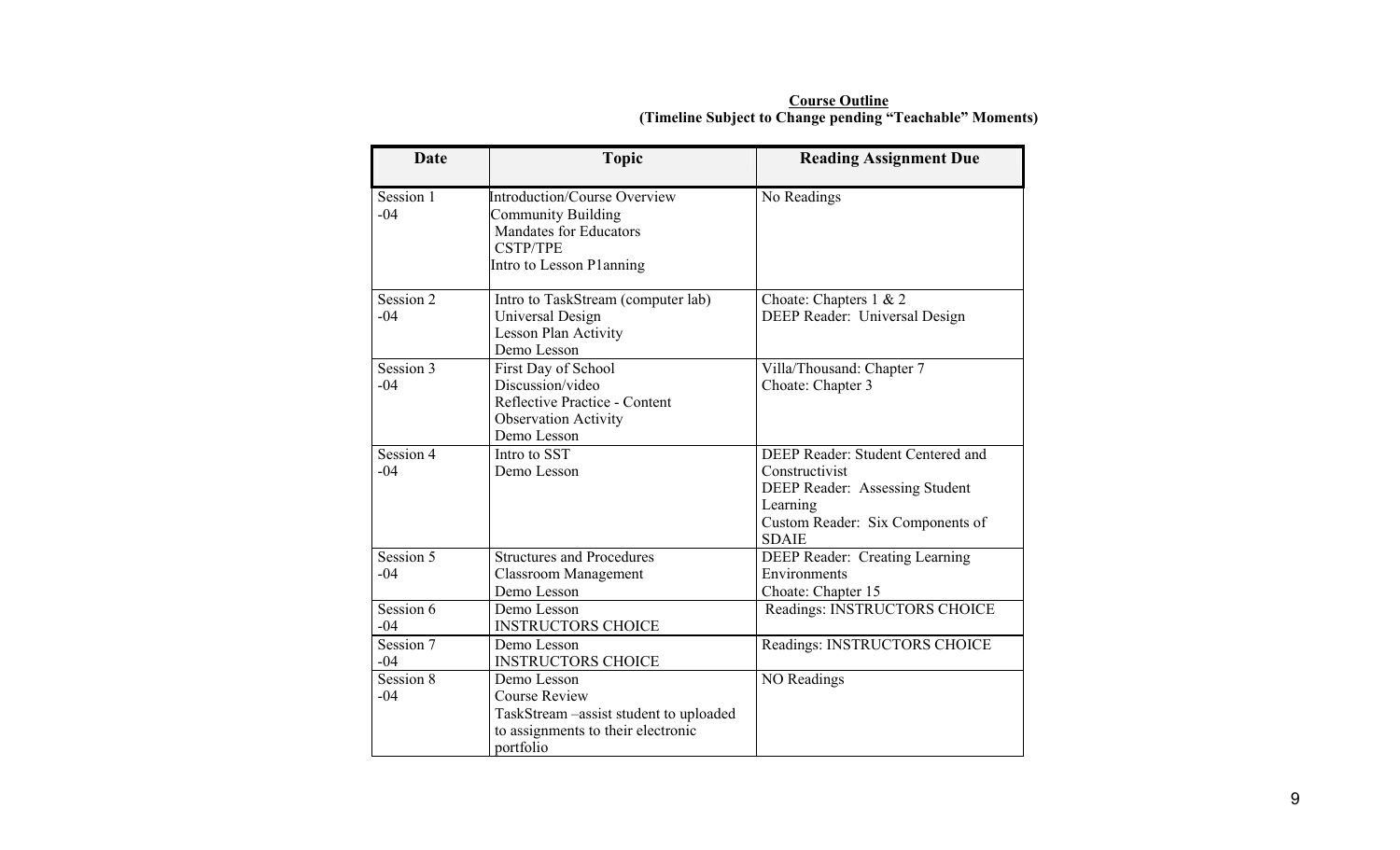**Course Outline**
**(Timeline Subject to Change pending "Teachable" Moments)**

| Date | Topic | Reading Assignment Due |
|---|---|---|
| Session 1 -04 | Introduction/Course Overview<br>Community Building<br>Mandates for Educators<br>CSTP/TPE<br>Intro to Lesson P1anning | No Readings |
| Session 2 -04 | Intro to TaskStream (computer lab)<br>Universal Design<br>Lesson Plan Activity<br>Demo Lesson | Choate: Chapters 1 & 2<br>DEEP Reader: Universal Design |
| Session 3 -04 | First Day of School<br>Discussion/video<br>Reflective Practice - Content<br>Observation Activity<br>Demo Lesson | Villa/Thousand: Chapter 7<br>Choate: Chapter 3 |
| Session 4 -04 | Intro to SST<br>Demo Lesson | DEEP Reader: Student Centered and Constructivist<br>DEEP Reader: Assessing Student Learning<br>Custom Reader: Six Components of SDAIE |
| Session 5 -04 | Structures and Procedures<br>Classroom Management<br>Demo Lesson | DEEP Reader: Creating Learning Environments<br>Choate: Chapter 15 |
| Session 6 -04 | Demo Lesson<br>INSTRUCTORS CHOICE | Readings: INSTRUCTORS CHOICE |
| Session 7 -04 | Demo Lesson<br>INSTRUCTORS CHOICE | Readings: INSTRUCTORS CHOICE |
| Session 8 -04 | Demo Lesson<br>Course Review<br>TaskStream –assist student to uploaded to assignments to their electronic portfolio | NO Readings |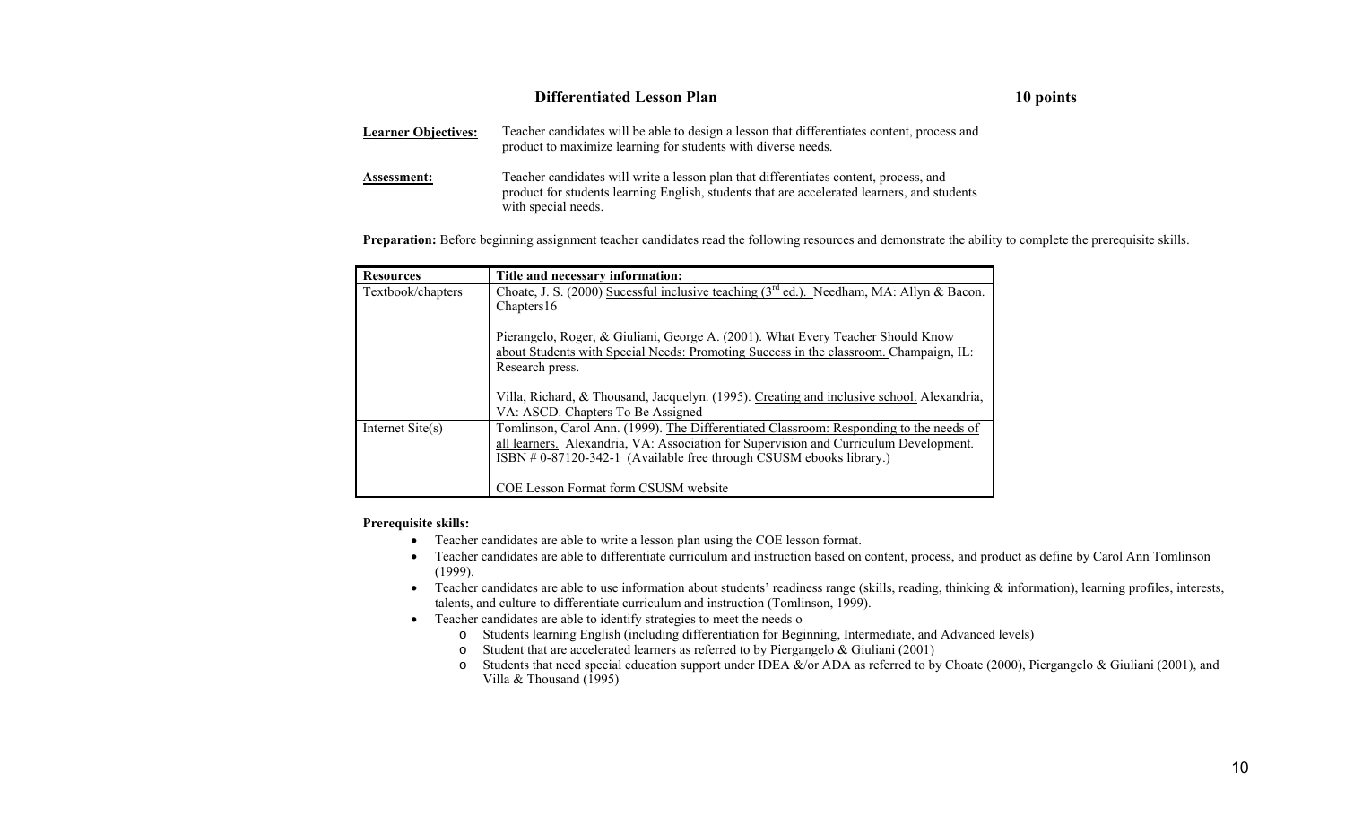## Differentiated Lesson Plan

**10 points**

**Learner Objectives:** Teacher candidates will be able to design a lesson that differentiates content, process and product to maximize learning for students with diverse needs.

**Assessment:** Teacher candidates will write a lesson plan that differentiates content, process, and product for students learning English, students that are accelerated learners, and students with special needs.

**Preparation:** Before beginning assignment teacher candidates read the following resources and demonstrate the ability to complete the prerequisite skills.

| Resources | Title and necessary information: |
| --- | --- |
| Textbook/chapters | Choate, J. S. (2000) Sucessful inclusive teaching (3rd ed.). Needham, MA: Allyn & Bacon. Chapters16<br><br>Pierangelo, Roger, & Giuliani, George A. (2001). What Every Teacher Should Know about Students with Special Needs: Promoting Success in the classroom. Champaign, IL: Research press.<br><br>Villa, Richard, & Thousand, Jacquelyn. (1995). Creating and inclusive school. Alexandria, VA: ASCD. Chapters To Be Assigned |
| Internet Site(s) | Tomlinson, Carol Ann. (1999). The Differentiated Classroom: Responding to the needs of all learners. Alexandria, VA: Association for Supervision and Curriculum Development. ISBN # 0-87120-342-1 (Available free through CSUSM ebooks library.)<br><br>COE Lesson Format form CSUSM website |

**Prerequisite skills:**

- Teacher candidates are able to write a lesson plan using the COE lesson format.
- Teacher candidates are able to differentiate curriculum and instruction based on content, process, and product as define by Carol Ann Tomlinson (1999).
- Teacher candidates are able to use information about students' readiness range (skills, reading, thinking & information), learning profiles, interests, talents, and culture to differentiate curriculum and instruction (Tomlinson, 1999).
- Teacher candidates are able to identify strategies to meet the needs o
  - Students learning English (including differentiation for Beginning, Intermediate, and Advanced levels)
  - Student that are accelerated learners as referred to by Piergangelo & Giuliani (2001)
  - Students that need special education support under IDEA &/or ADA as referred to by Choate (2000), Piergangelo & Giuliani (2001), and Villa & Thousand (1995)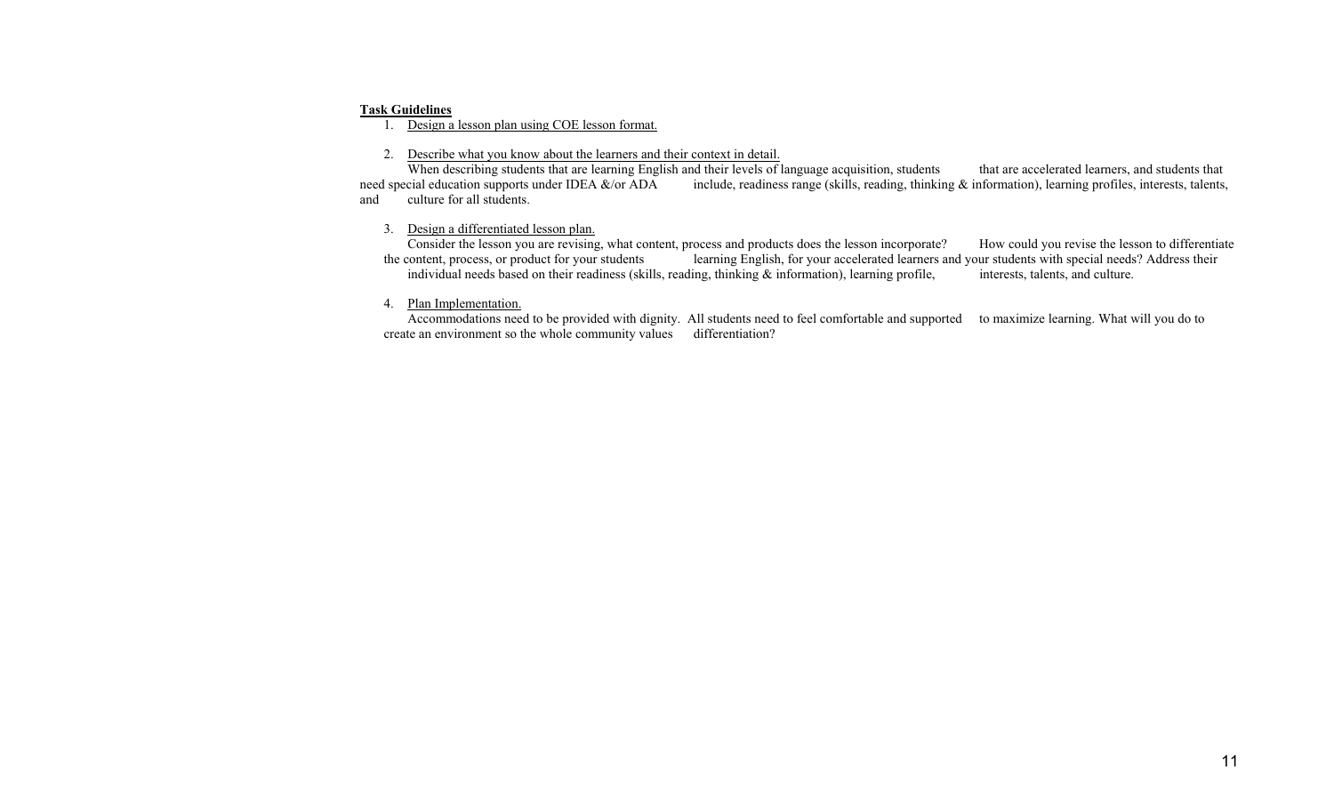**Task Guidelines**

1. Design a lesson plan using COE lesson format.

2. Describe what you know about the learners and their context in detail.
   When describing students that are learning English and their levels of language acquisition, students that are accelerated learners, and students that need special education supports under IDEA &/or ADA include, readiness range (skills, reading, thinking & information), learning profiles, interests, talents, and culture for all students.

3. Design a differentiated lesson plan.
   Consider the lesson you are revising, what content, process and products does the lesson incorporate? How could you revise the lesson to differentiate the content, process, or product for your students learning English, for your accelerated learners and your students with special needs? Address their individual needs based on their readiness (skills, reading, thinking & information), learning profile, interests, talents, and culture.

4. Plan Implementation.
   Accommodations need to be provided with dignity. All students need to feel comfortable and supported to maximize learning. What will you do to create an environment so the whole community values differentiation?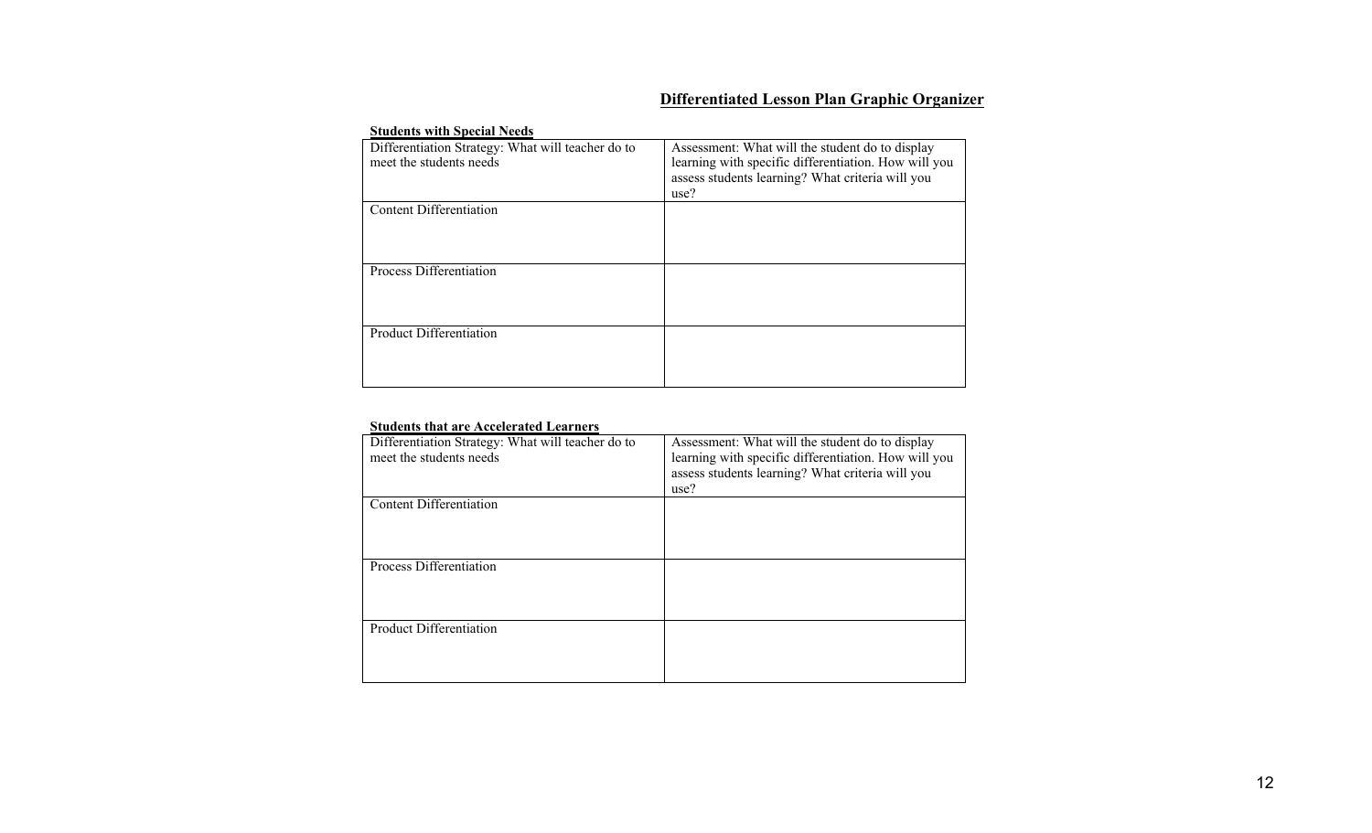## Differentiated Lesson Plan Graphic Organizer

**Students with Special Needs**

| Differentiation Strategy: What will teacher do to meet the students needs | Assessment: What will the student do to display learning with specific differentiation. How will you assess students learning? What criteria will you use? |
| --- | --- |
| Content Differentiation | |
| Process Differentiation | |
| Product Differentiation | |

**Students that are Accelerated Learners**

| Differentiation Strategy: What will teacher do to meet the students needs | Assessment: What will the student do to display learning with specific differentiation. How will you assess students learning? What criteria will you use? |
| --- | --- |
| Content Differentiation | |
| Process Differentiation | |
| Product Differentiation | |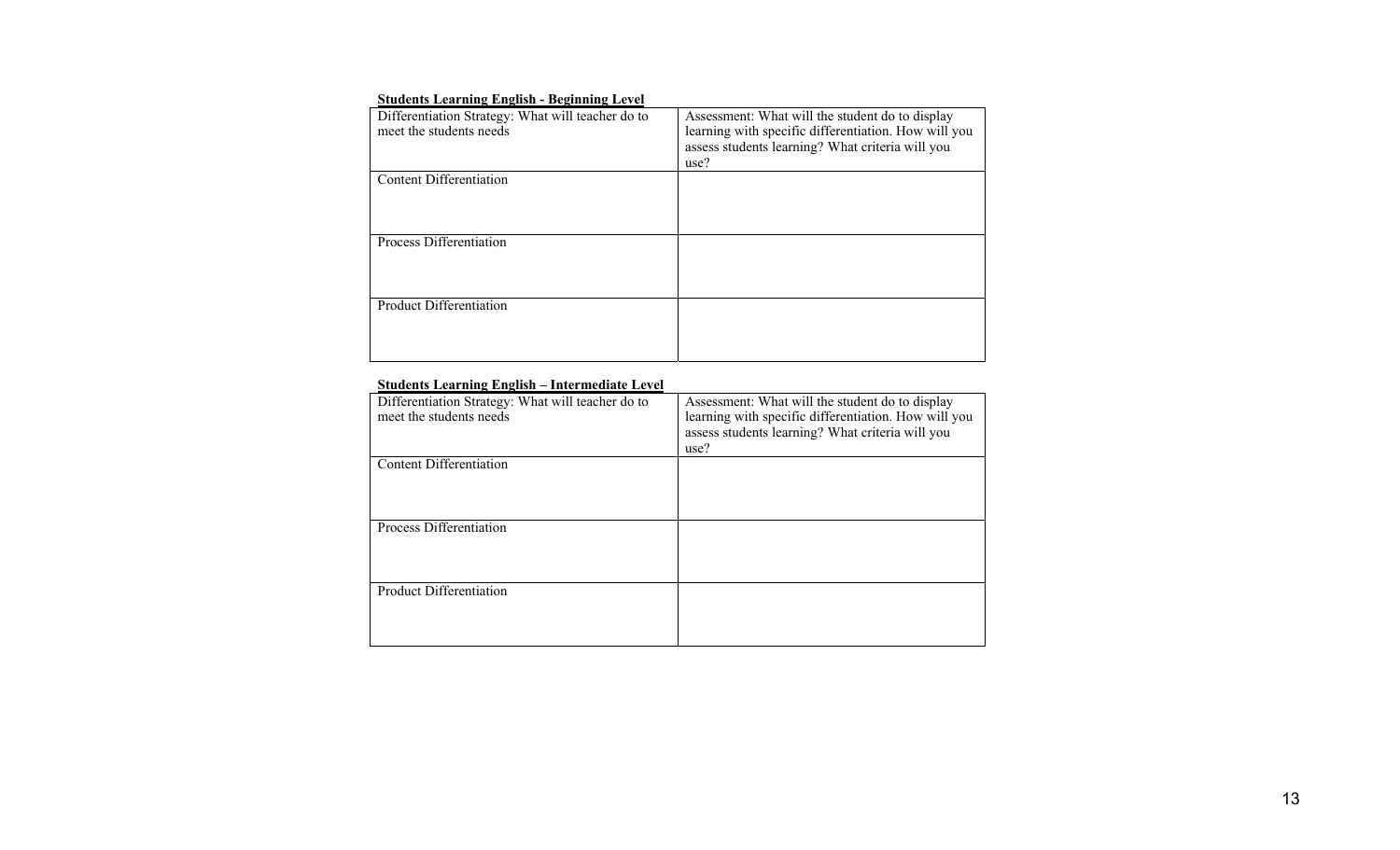**Students Learning English - Beginning Level**

| Differentiation Strategy: What will teacher do to meet the students needs | Assessment: What will the student do to display learning with specific differentiation. How will you assess students learning? What criteria will you use? |
|---|---|
| Content Differentiation | |
| Process Differentiation | |
| Product Differentiation | |

**Students Learning English – Intermediate Level**

| Differentiation Strategy: What will teacher do to meet the students needs | Assessment: What will the student do to display learning with specific differentiation. How will you assess students learning? What criteria will you use? |
|---|---|
| Content Differentiation | |
| Process Differentiation | |
| Product Differentiation | |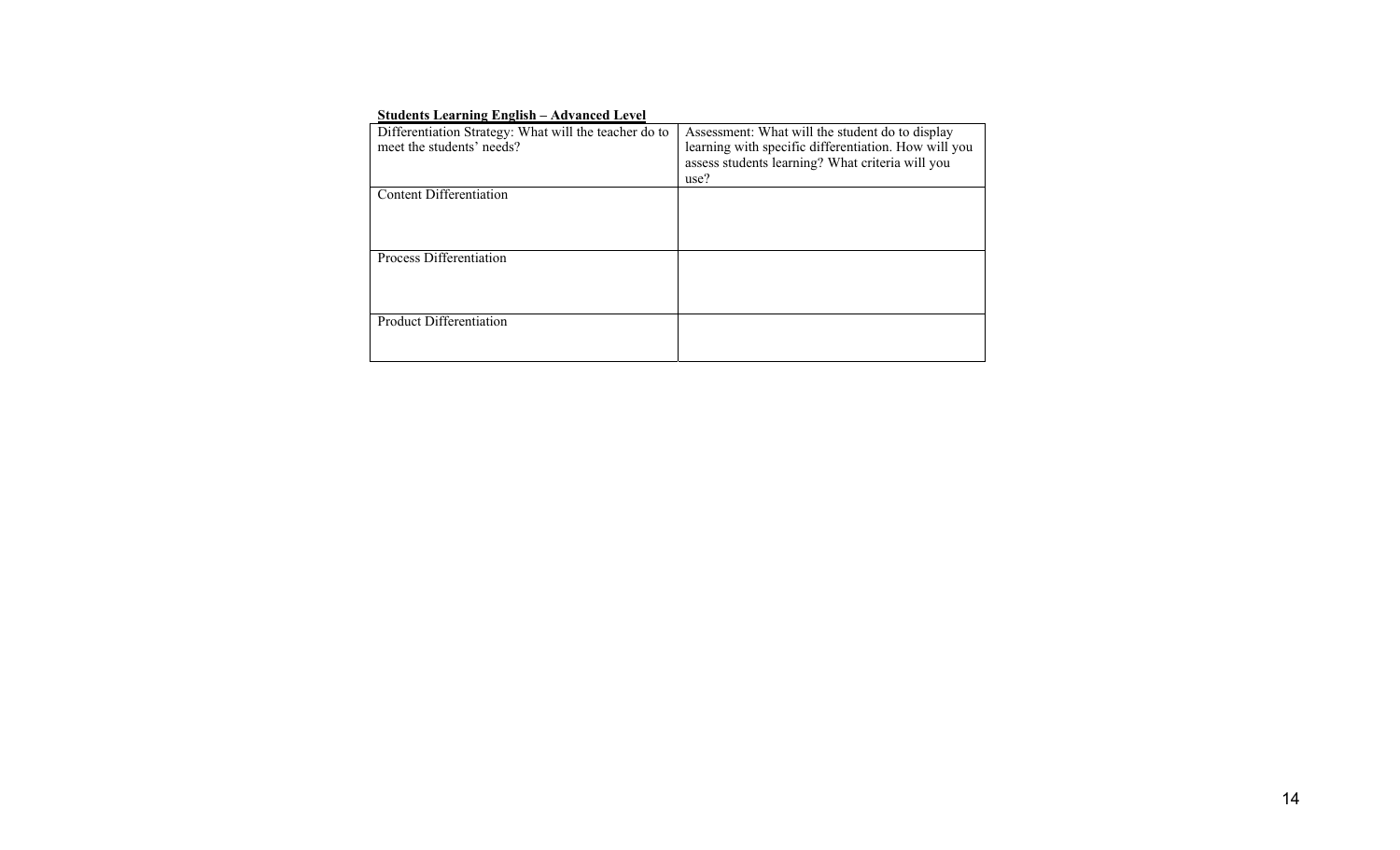**<u>Students Learning English – Advanced Level</u>**

| Differentiation Strategy: What will the teacher do to meet the students' needs? | Assessment: What will the student do to display learning with specific differentiation. How will you assess students learning? What criteria will you use? |
|---|---|
| Content Differentiation | |
| Process Differentiation | |
| Product Differentiation | |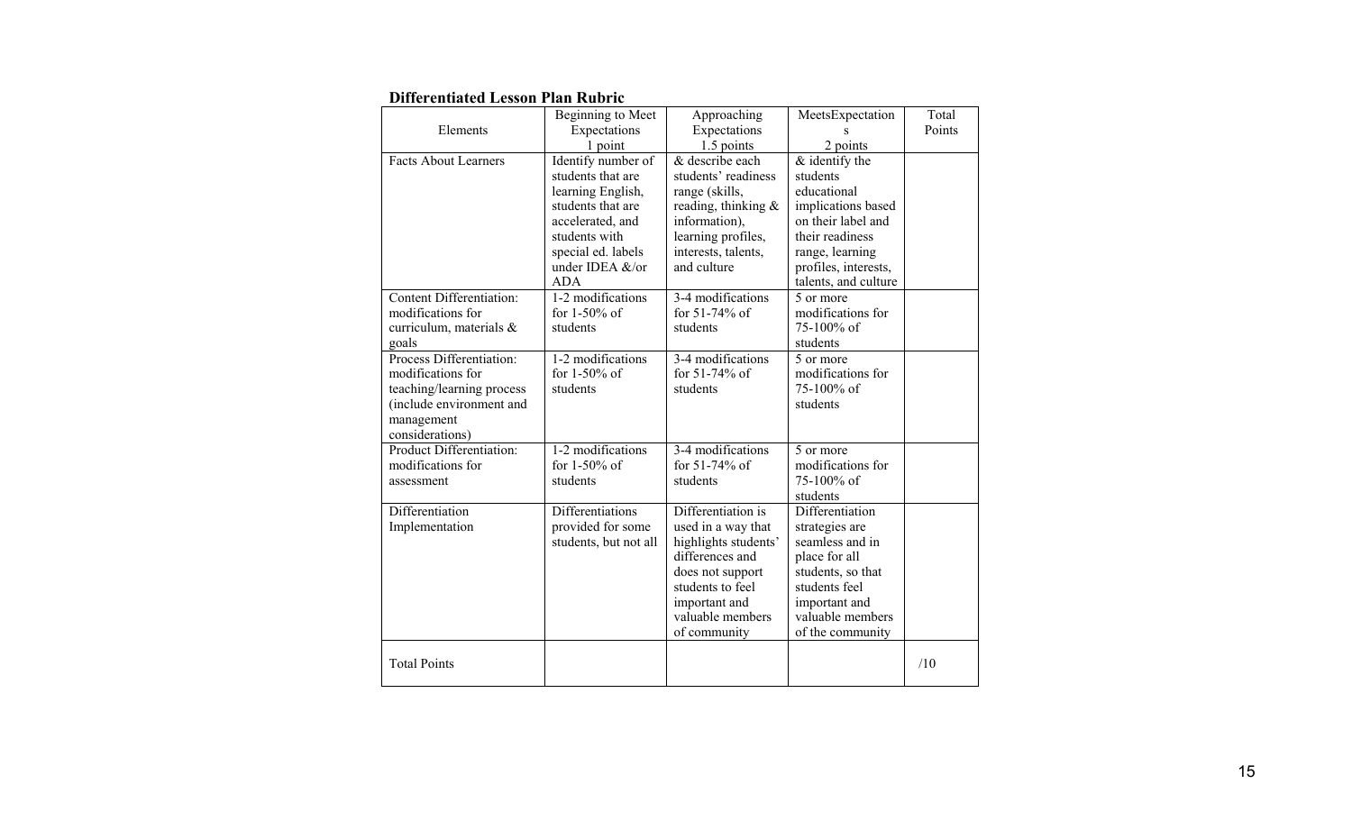**Differentiated Lesson Plan Rubric**

| Elements | Beginning to Meet Expectations 1 point | Approaching Expectations 1.5 points | MeetsExpectations 2 points | Total Points |
|---|---|---|---|---|
| Facts About Learners | Identify number of students that are learning English, students that are accelerated, and students with special ed. labels under IDEA &/or ADA | & describe each students' readiness range (skills, reading, thinking & information), learning profiles, interests, talents, and culture | & identify the students educational implications based on their label and their readiness range, learning profiles, interests, talents, and culture | |
| Content Differentiation: modifications for curriculum, materials & goals | 1-2 modifications for 1-50% of students | 3-4 modifications for 51-74% of students | 5 or more modifications for 75-100% of students | |
| Process Differentiation: modifications for teaching/learning process (include environment and management considerations) | 1-2 modifications for 1-50% of students | 3-4 modifications for 51-74% of students | 5 or more modifications for 75-100% of students | |
| Product Differentiation: modifications for assessment | 1-2 modifications for 1-50% of students | 3-4 modifications for 51-74% of students | 5 or more modifications for 75-100% of students | |
| Differentiation Implementation | Differentiations provided for some students, but not all | Differentiation is used in a way that highlights students' differences and does not support students to feel important and valuable members of community | Differentiation strategies are seamless and in place for all students, so that students feel important and valuable members of the community | |
| Total Points | | | | /10 |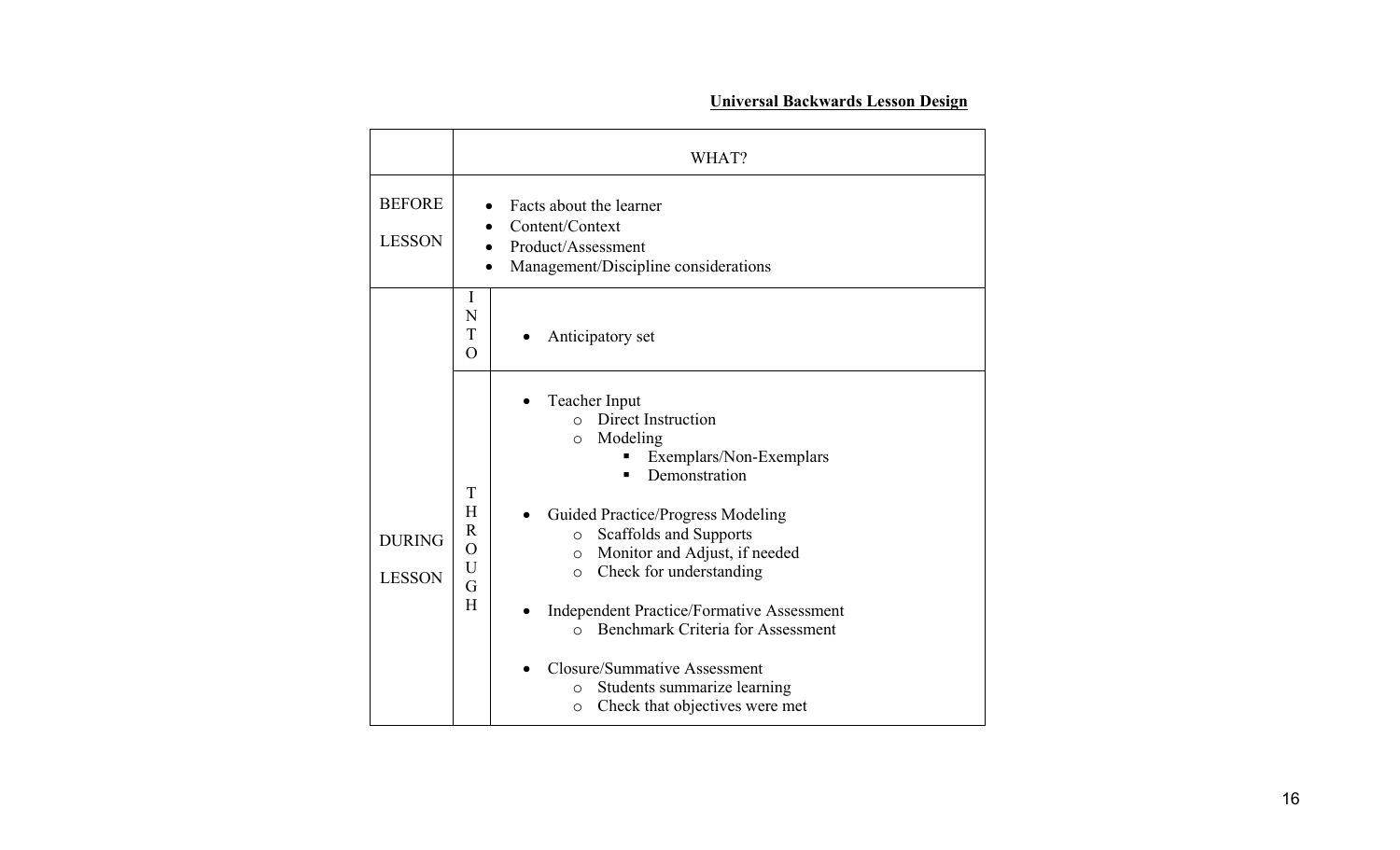**Universal Backwards Lesson Design**

| | | WHAT? |
|---|---|---|
| BEFORE LESSON | | • Facts about the learner<br>• Content/Context<br>• Product/Assessment<br>• Management/Discipline considerations |
| DURING LESSON | INTO | • Anticipatory set |
| | THROUGH | • Teacher Input<br>  ○ Direct Instruction<br>  ○ Modeling<br>    ▪ Exemplars/Non-Exemplars<br>    ▪ Demonstration<br>• Guided Practice/Progress Modeling<br>  ○ Scaffolds and Supports<br>  ○ Monitor and Adjust, if needed<br>  ○ Check for understanding<br>• Independent Practice/Formative Assessment<br>  ○ Benchmark Criteria for Assessment<br>• Closure/Summative Assessment<br>  ○ Students summarize learning<br>  ○ Check that objectives were met |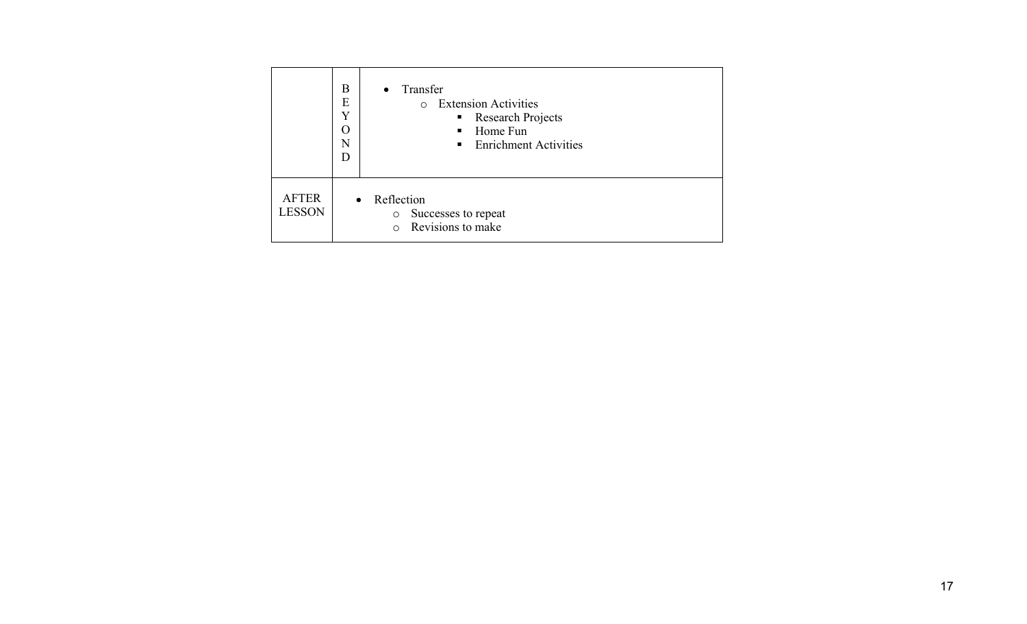|  |  |  |
|---|---|---|
|  | BEYOND | • Transfer<br>  ○ Extension Activities<br>    ▪ Research Projects<br>    ▪ Home Fun<br>    ▪ Enrichment Activities |
| AFTER LESSON | • Reflection<br>  ○ Successes to repeat<br>  ○ Revisions to make |  |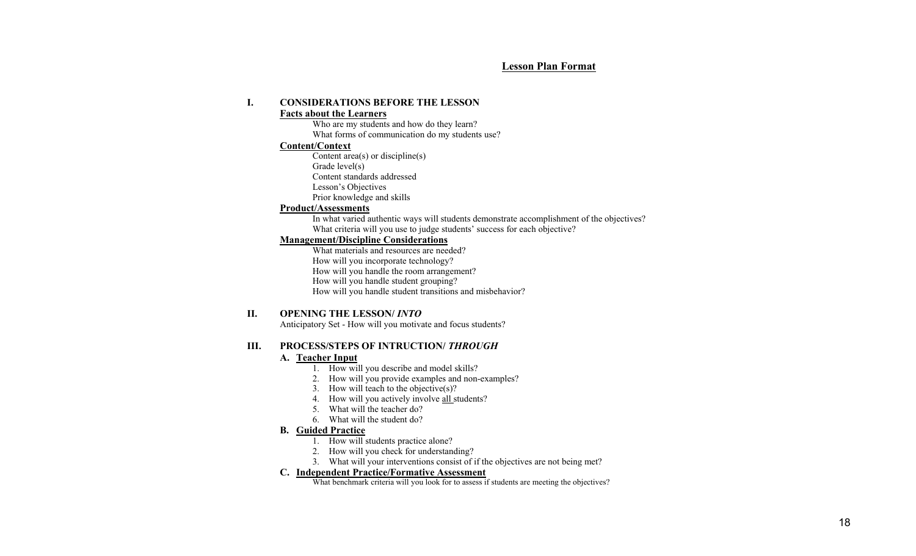# Lesson Plan Format

## I. CONSIDERATIONS BEFORE THE LESSON

**Facts about the Learners**

Who are my students and how do they learn?
What forms of communication do my students use?

**Content/Context**

Content area(s) or discipline(s)
Grade level(s)
Content standards addressed
Lesson's Objectives
Prior knowledge and skills

**Product/Assessments**

In what varied authentic ways will students demonstrate accomplishment of the objectives?
What criteria will you use to judge students' success for each objective?

**Management/Discipline Considerations**

What materials and resources are needed?
How will you incorporate technology?
How will you handle the room arrangement?
How will you handle student grouping?
How will you handle student transitions and misbehavior?

## II. OPENING THE LESSON/ *INTO*

Anticipatory Set - How will you motivate and focus students?

## III. PROCESS/STEPS OF INTRUCTION/ *THROUGH*

### A. Teacher Input

1. How will you describe and model skills?
2. How will you provide examples and non-examples?
3. How will teach to the objective(s)?
4. How will you actively involve all students?
5. What will the teacher do?
6. What will the student do?

### B. Guided Practice

1. How will students practice alone?
2. How will you check for understanding?
3. What will your interventions consist of if the objectives are not being met?

### C. Independent Practice/Formative Assessment

What benchmark criteria will you look for to assess if students are meeting the objectives?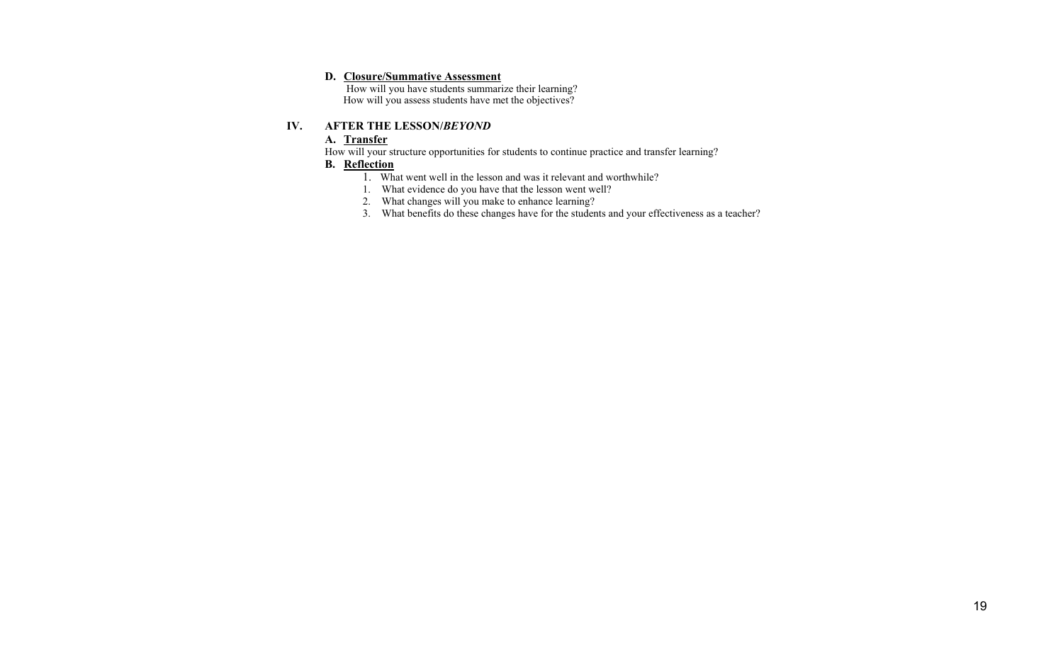**D. Closure/Summative Assessment**

How will you have students summarize their learning?
How will you assess students have met the objectives?

## IV. AFTER THE LESSON/*BEYOND*

**A. Transfer**

How will your structure opportunities for students to continue practice and transfer learning?

**B. Reflection**

1. What went well in the lesson and was it relevant and worthwhile?
1. What evidence do you have that the lesson went well?
2. What changes will you make to enhance learning?
3. What benefits do these changes have for the students and your effectiveness as a teacher?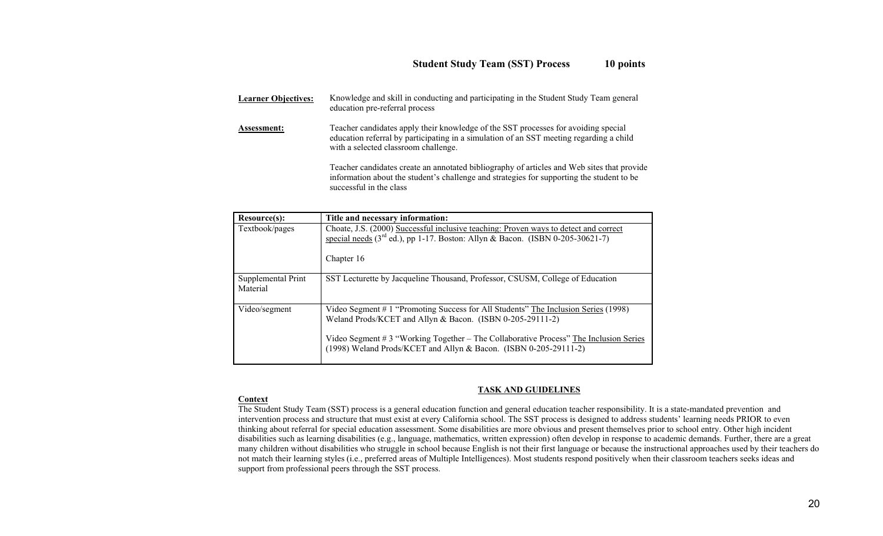## Student Study Team (SST) Process 10 points

**Learner Objectives:** Knowledge and skill in conducting and participating in the Student Study Team general education pre-referral process

**Assessment:** Teacher candidates apply their knowledge of the SST processes for avoiding special education referral by participating in a simulation of an SST meeting regarding a child with a selected classroom challenge.

Teacher candidates create an annotated bibliography of articles and Web sites that provide information about the student's challenge and strategies for supporting the student to be successful in the class

| Resource(s): | Title and necessary information: |
|---|---|
| Textbook/pages | Choate, J.S. (2000) Successful inclusive teaching: Proven ways to detect and correct special needs (3rd ed.), pp 1-17. Boston: Allyn & Bacon. (ISBN 0-205-30621-7)<br><br>Chapter 16 |
| Supplemental Print Material | SST Lecturette by Jacqueline Thousand, Professor, CSUSM, College of Education |
| Video/segment | Video Segment # 1 "Promoting Success for All Students" The Inclusion Series (1998) Weland Prods/KCET and Allyn & Bacon. (ISBN 0-205-29111-2)<br><br>Video Segment # 3 "Working Together – The Collaborative Process" The Inclusion Series (1998) Weland Prods/KCET and Allyn & Bacon. (ISBN 0-205-29111-2) |

### TASK AND GUIDELINES

**Context**

The Student Study Team (SST) process is a general education function and general education teacher responsibility. It is a state-mandated prevention and intervention process and structure that must exist at every California school. The SST process is designed to address students' learning needs PRIOR to even thinking about referral for special education assessment. Some disabilities are more obvious and present themselves prior to school entry. Other high incident disabilities such as learning disabilities (e.g., language, mathematics, written expression) often develop in response to academic demands. Further, there are a great many children without disabilities who struggle in school because English is not their first language or because the instructional approaches used by their teachers do not match their learning styles (i.e., preferred areas of Multiple Intelligences). Most students respond positively when their classroom teachers seeks ideas and support from professional peers through the SST process.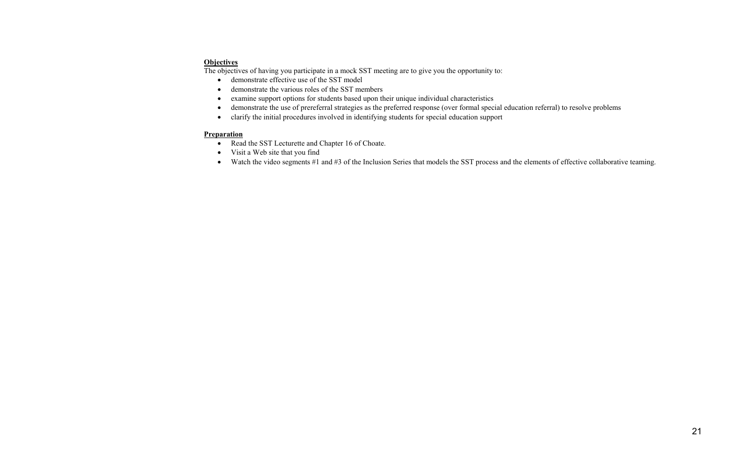**Objectives**

The objectives of having you participate in a mock SST meeting are to give you the opportunity to:

- demonstrate effective use of the SST model
- demonstrate the various roles of the SST members
- examine support options for students based upon their unique individual characteristics
- demonstrate the use of prereferral strategies as the preferred response (over formal special education referral) to resolve problems
- clarify the initial procedures involved in identifying students for special education support

**Preparation**

- Read the SST Lecturette and Chapter 16 of Choate.
- Visit a Web site that you find
- Watch the video segments #1 and #3 of the Inclusion Series that models the SST process and the elements of effective collaborative teaming.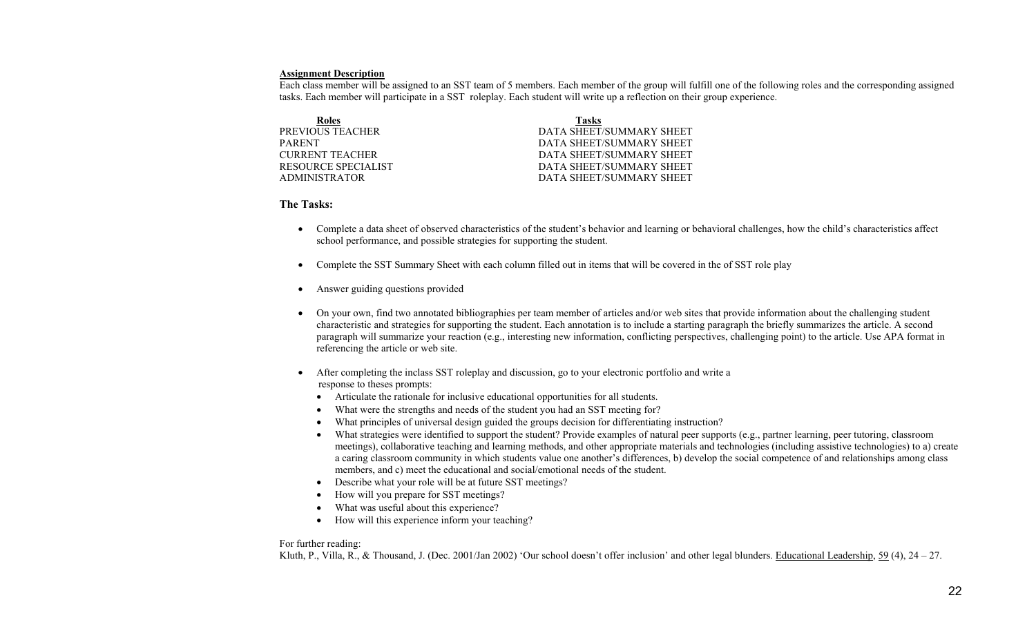**Assignment Description**

Each class member will be assigned to an SST team of 5 members. Each member of the group will fulfill one of the following roles and the corresponding assigned tasks. Each member will participate in a SST roleplay. Each student will write up a reflection on their group experience.

| Roles | Tasks |
| --- | --- |
| PREVIOUS TEACHER | DATA SHEET/SUMMARY SHEET |
| PARENT | DATA SHEET/SUMMARY SHEET |
| CURRENT TEACHER | DATA SHEET/SUMMARY SHEET |
| RESOURCE SPECIALIST | DATA SHEET/SUMMARY SHEET |
| ADMINISTRATOR | DATA SHEET/SUMMARY SHEET |

### The Tasks:

- Complete a data sheet of observed characteristics of the student's behavior and learning or behavioral challenges, how the child's characteristics affect school performance, and possible strategies for supporting the student.
- Complete the SST Summary Sheet with each column filled out in items that will be covered in the of SST role play
- Answer guiding questions provided
- On your own, find two annotated bibliographies per team member of articles and/or web sites that provide information about the challenging student characteristic and strategies for supporting the student. Each annotation is to include a starting paragraph the briefly summarizes the article. A second paragraph will summarize your reaction (e.g., interesting new information, conflicting perspectives, challenging point) to the article. Use APA format in referencing the article or web site.
- After completing the inclass SST roleplay and discussion, go to your electronic portfolio and write a response to theses prompts:
  - Articulate the rationale for inclusive educational opportunities for all students.
  - What were the strengths and needs of the student you had an SST meeting for?
  - What principles of universal design guided the groups decision for differentiating instruction?
  - What strategies were identified to support the student? Provide examples of natural peer supports (e.g., partner learning, peer tutoring, classroom meetings), collaborative teaching and learning methods, and other appropriate materials and technologies (including assistive technologies) to a) create a caring classroom community in which students value one another's differences, b) develop the social competence of and relationships among class members, and c) meet the educational and social/emotional needs of the student.
  - Describe what your role will be at future SST meetings?
  - How will you prepare for SST meetings?
  - What was useful about this experience?
  - How will this experience inform your teaching?

For further reading:

Kluth, P., Villa, R., & Thousand, J. (Dec. 2001/Jan 2002) 'Our school doesn't offer inclusion' and other legal blunders. Educational Leadership, 59 (4), 24 – 27.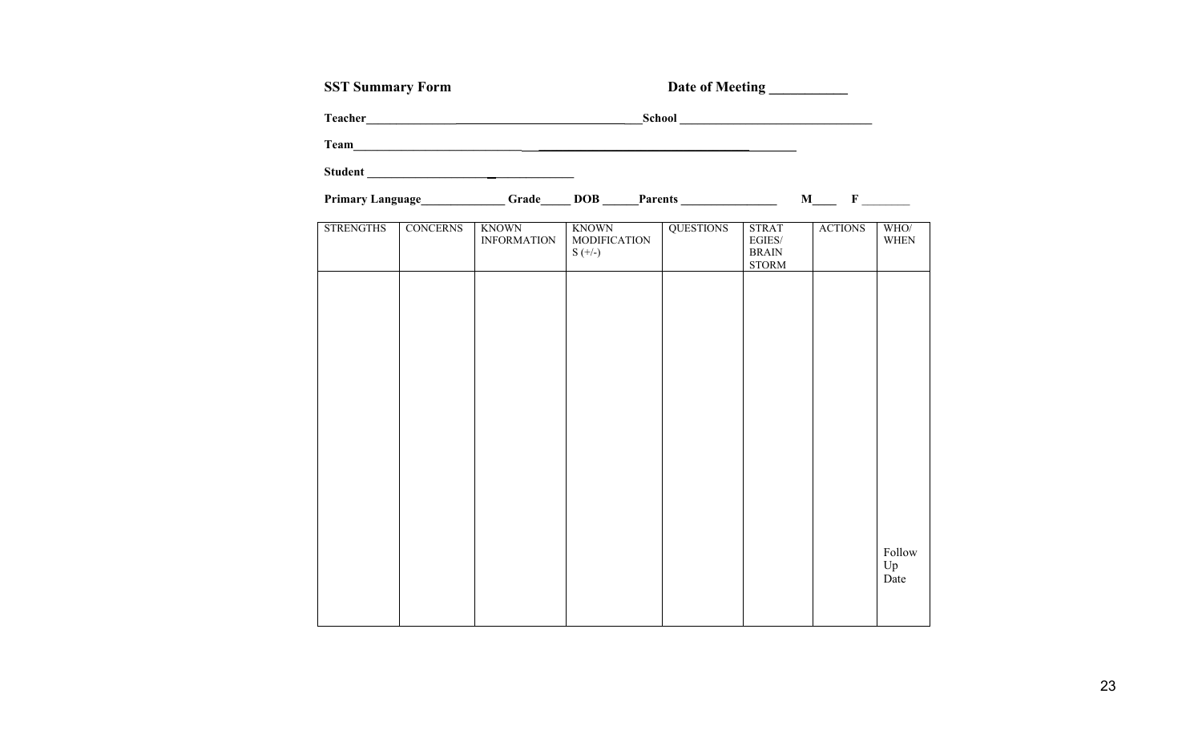**SST Summary Form** **Date of Meeting ___________**

**Teacher_________________________________________School _______________________________**

**Team_____________________________________________________________________**

**Student ___________________________________**

**Primary Language______________ Grade_____ DOB ______Parents ________________ M____ F ________**

| STRENGTHS | CONCERNS | KNOWN INFORMATION | KNOWN MODIFICATIONS (+/-) | QUESTIONS | STRATEGIES/ BRAIN STORM | ACTIONS | WHO/ WHEN |
|---|---|---|---|---|---|---|---|
| | | | | | | | Follow Up Date |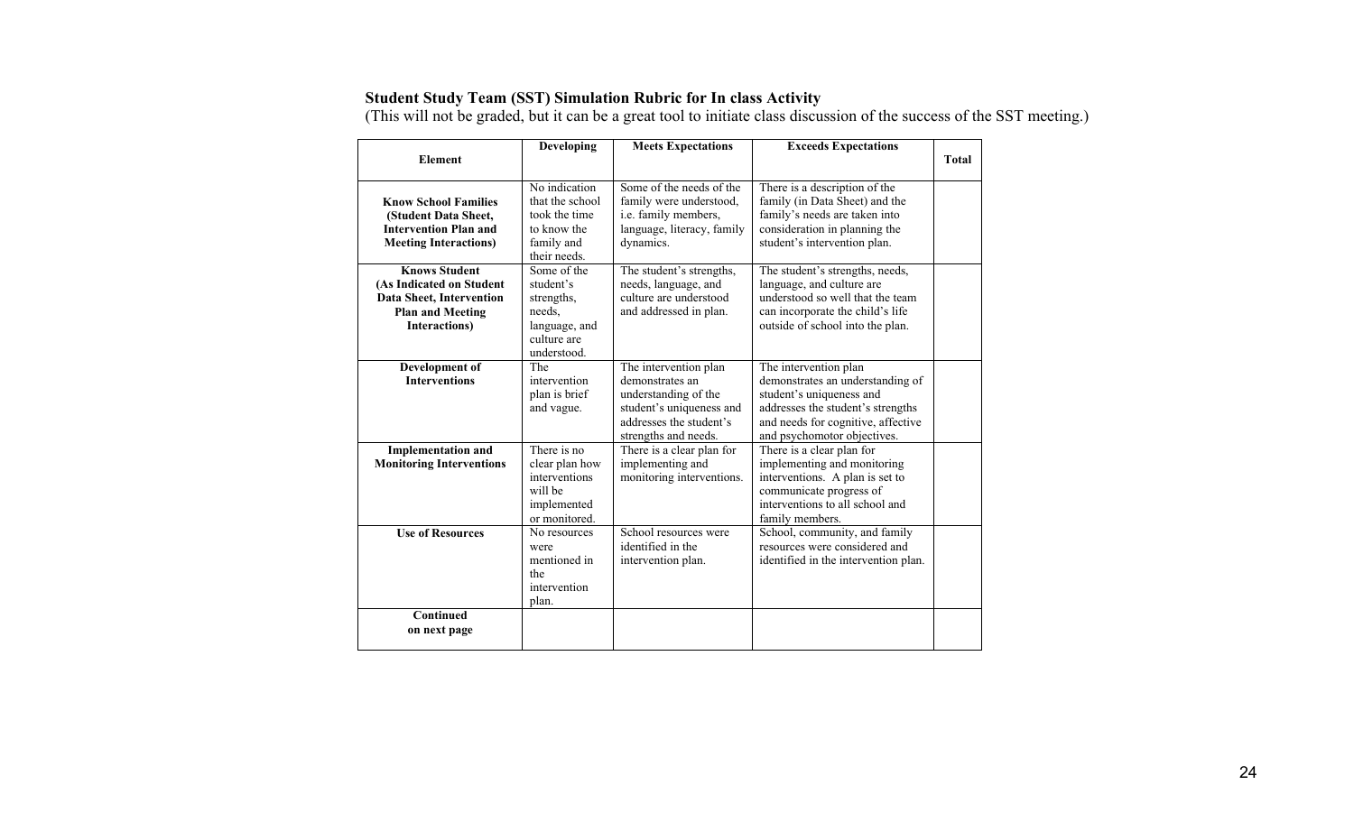**Student Study Team (SST) Simulation Rubric for In class Activity**
(This will not be graded, but it can be a great tool to initiate class discussion of the success of the SST meeting.)

| Element | Developing | Meets Expectations | Exceeds Expectations | Total |
|---|---|---|---|---|
| **Know School Families (Student Data Sheet, Intervention Plan and Meeting Interactions)** | No indication that the school took the time to know the family and their needs. | Some of the needs of the family were understood, i.e. family members, language, literacy, family dynamics. | There is a description of the family (in Data Sheet) and the family's needs are taken into consideration in planning the student's intervention plan. | |
| **Knows Student (As Indicated on Student Data Sheet, Intervention Plan and Meeting Interactions)** | Some of the student's strengths, needs, language, and culture are understood. | The student's strengths, needs, language, and culture are understood and addressed in plan. | The student's strengths, needs, language, and culture are understood so well that the team can incorporate the child's life outside of school into the plan. | |
| **Development of Interventions** | The intervention plan is brief and vague. | The intervention plan demonstrates an understanding of the student's uniqueness and addresses the student's strengths and needs. | The intervention plan demonstrates an understanding of student's uniqueness and addresses the student's strengths and needs for cognitive, affective and psychomotor objectives. | |
| **Implementation and Monitoring Interventions** | There is no clear plan how interventions will be implemented or monitored. | There is a clear plan for implementing and monitoring interventions. | There is a clear plan for implementing and monitoring interventions. A plan is set to communicate progress of interventions to all school and family members. | |
| **Use of Resources** | No resources were mentioned in the intervention plan. | School resources were identified in the intervention plan. | School, community, and family resources were considered and identified in the intervention plan. | |
| **Continued on next page** | | | | |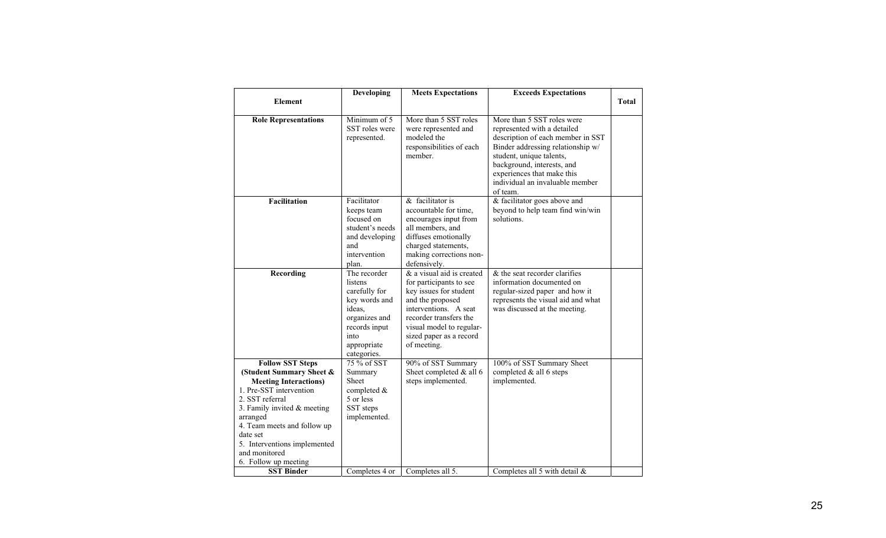| Element | Developing | Meets Expectations | Exceeds Expectations | Total |
|---|---|---|---|---|
| **Role Representations** | Minimum of 5 SST roles were represented. | More than 5 SST roles were represented and modeled the responsibilities of each member. | More than 5 SST roles were represented with a detailed description of each member in SST Binder addressing relationship w/ student, unique talents, background, interests, and experiences that make this individual an invaluable member of team. | |
| **Facilitation** | Facilitator keeps team focused on student's needs and developing and intervention plan. | & facilitator is accountable for time, encourages input from all members, and diffuses emotionally charged statements, making corrections non-defensively. | & facilitator goes above and beyond to help team find win/win solutions. | |
| **Recording** | The recorder listens carefully for key words and ideas, organizes and records input into appropriate categories. | & a visual aid is created for participants to see key issues for student and the proposed interventions. A seat recorder transfers the visual model to regular-sized paper as a record of meeting. | & the seat recorder clarifies information documented on regular-sized paper and how it represents the visual aid and what was discussed at the meeting. | |
| **Follow SST Steps (Student Summary Sheet & Meeting Interactions)**<br>1. Pre-SST intervention<br>2. SST referral<br>3. Family invited & meeting arranged<br>4. Team meets and follow up date set<br>5. Interventions implemented and monitored<br>6. Follow up meeting | 75 % of SST Summary Sheet completed & 5 or less SST steps implemented. | 90% of SST Summary Sheet completed & all 6 steps implemented. | 100% of SST Summary Sheet completed & all 6 steps implemented. | |
| **SST Binder** | Completes 4 or | Completes all 5. | Completes all 5 with detail & | |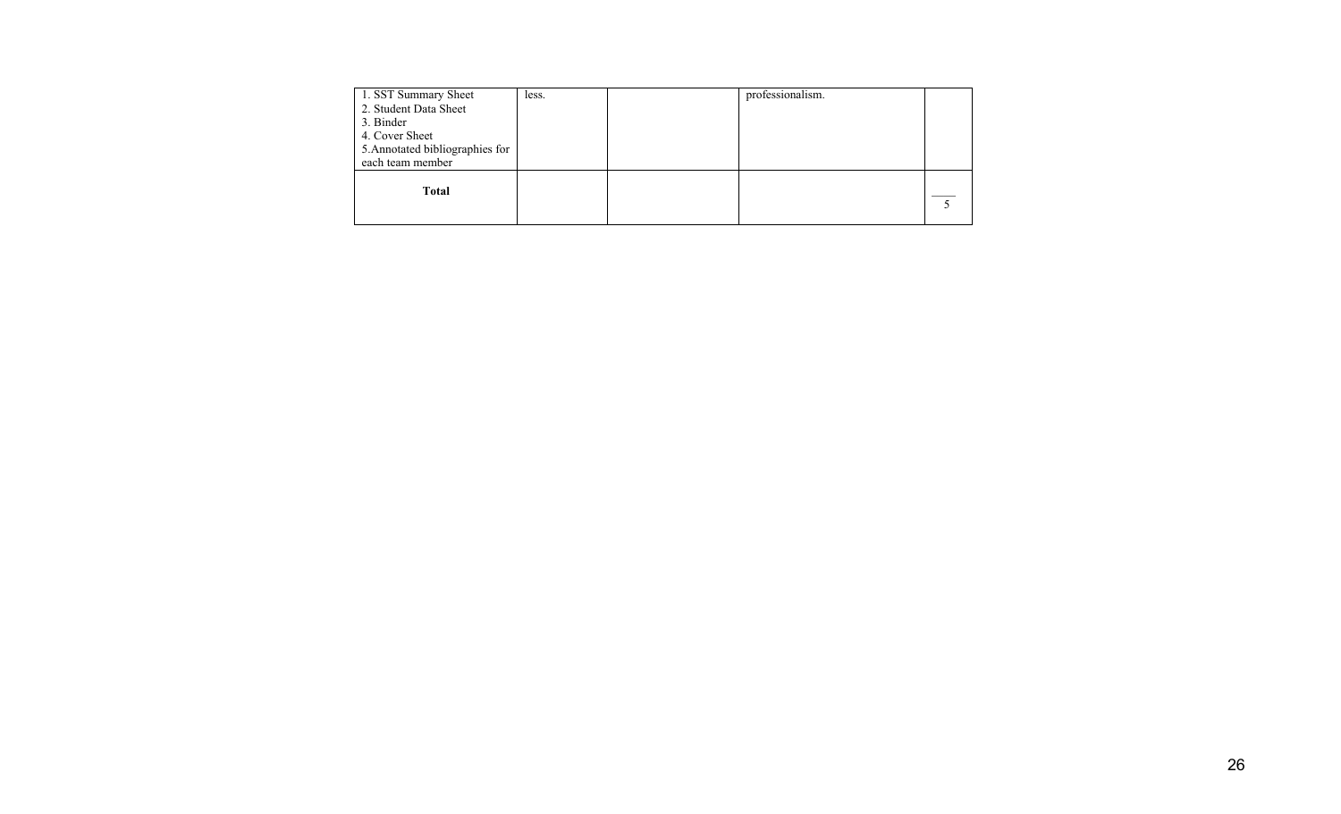| | | | | |
|---|---|---|---|---|
| 1. SST Summary Sheet<br>2. Student Data Sheet<br>3. Binder<br>4. Cover Sheet<br>5.Annotated bibliographies for each team member | less. | | professionalism. | |
| **Total** | | | | ____<br>5 |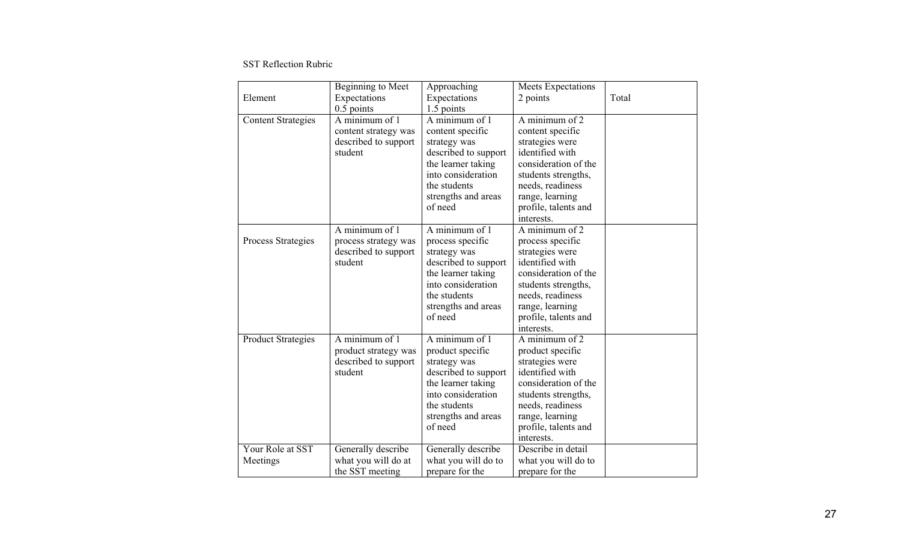SST Reflection Rubric

| Element | Beginning to Meet Expectations 0.5 points | Approaching Expectations 1.5 points | Meets Expectations 2 points | Total |
|---|---|---|---|---|
| Content Strategies | A minimum of 1 content strategy was described to support student | A minimum of 1 content specific strategy was described to support the learner taking into consideration the students strengths and areas of need | A minimum of 2 content specific strategies were identified with consideration of the students strengths, needs, readiness range, learning profile, talents and interests. | |
| Process Strategies | A minimum of 1 process strategy was described to support student | A minimum of 1 process specific strategy was described to support the learner taking into consideration the students strengths and areas of need | A minimum of 2 process specific strategies were identified with consideration of the students strengths, needs, readiness range, learning profile, talents and interests. | |
| Product Strategies | A minimum of 1 product strategy was described to support student | A minimum of 1 product specific strategy was described to support the learner taking into consideration the students strengths and areas of need | A minimum of 2 product specific strategies were identified with consideration of the students strengths, needs, readiness range, learning profile, talents and interests. | |
| Your Role at SST Meetings | Generally describe what you will do at the SST meeting | Generally describe what you will do to prepare for the | Describe in detail what you will do to prepare for the | |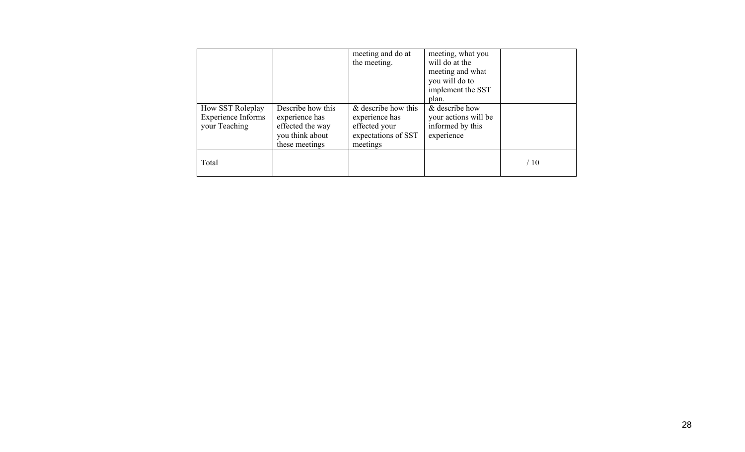| | | | | |
|---|---|---|---|---|
| | | meeting and do at the meeting. | meeting, what you will do at the meeting and what you will do to implement the SST plan. | |
| How SST Roleplay Experience Informs your Teaching | Describe how this experience has effected the way you think about these meetings | & describe how this experience has effected your expectations of SST meetings | & describe how your actions will be informed by this experience | |
| Total | | | | / 10 |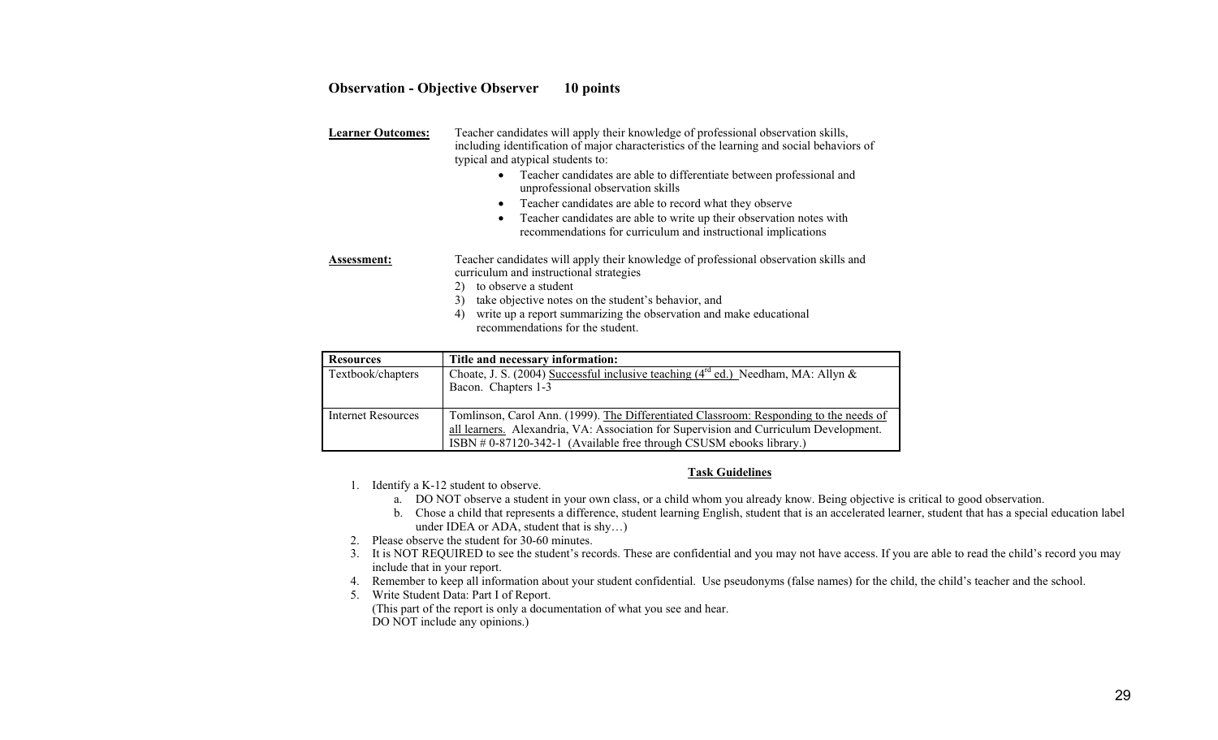**Observation - Objective Observer 10 points**

**Learner Outcomes:** Teacher candidates will apply their knowledge of professional observation skills, including identification of major characteristics of the learning and social behaviors of typical and atypical students to:

- Teacher candidates are able to differentiate between professional and unprofessional observation skills
- Teacher candidates are able to record what they observe
- Teacher candidates are able to write up their observation notes with recommendations for curriculum and instructional implications

**Assessment:** Teacher candidates will apply their knowledge of professional observation skills and curriculum and instructional strategies

2) to observe a student
3) take objective notes on the student's behavior, and
4) write up a report summarizing the observation and make educational recommendations for the student.

| Resources | Title and necessary information: |
| --- | --- |
| Textbook/chapters | Choate, J. S. (2004) Successful inclusive teaching (4[rd] ed.) Needham, MA: Allyn & Bacon. Chapters 1-3 |
| Internet Resources | Tomlinson, Carol Ann. (1999). The Differentiated Classroom: Responding to the needs of all learners. Alexandria, VA: Association for Supervision and Curriculum Development. ISBN # 0-87120-342-1 (Available free through CSUSM ebooks library.) |

**Task Guidelines**

1. Identify a K-12 student to observe.
   a. DO NOT observe a student in your own class, or a child whom you already know. Being objective is critical to good observation.
   b. Chose a child that represents a difference, student learning English, student that is an accelerated learner, student that has a special education label under IDEA or ADA, student that is shy…)
2. Please observe the student for 30-60 minutes.
3. It is NOT REQUIRED to see the student's records. These are confidential and you may not have access. If you are able to read the child's record you may include that in your report.
4. Remember to keep all information about your student confidential. Use pseudonyms (false names) for the child, the child's teacher and the school.
5. Write Student Data: Part I of Report.
   (This part of the report is only a documentation of what you see and hear.
   DO NOT include any opinions.)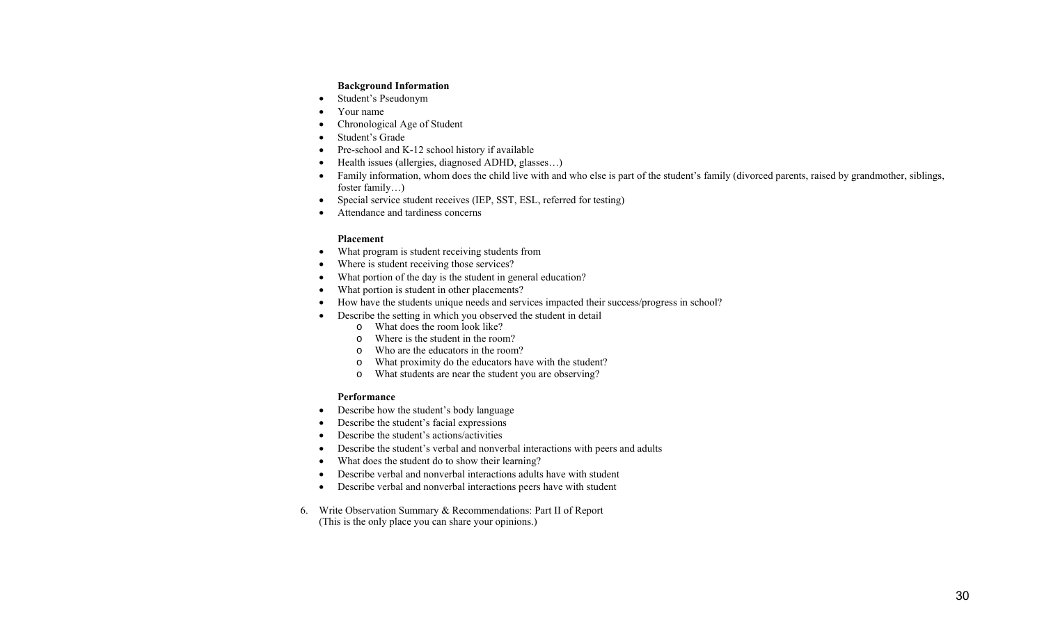**Background Information**

- Student's Pseudonym
- Your name
- Chronological Age of Student
- Student's Grade
- Pre-school and K-12 school history if available
- Health issues (allergies, diagnosed ADHD, glasses…)
- Family information, whom does the child live with and who else is part of the student's family (divorced parents, raised by grandmother, siblings, foster family…)
- Special service student receives (IEP, SST, ESL, referred for testing)
- Attendance and tardiness concerns

**Placement**

- What program is student receiving students from
- Where is student receiving those services?
- What portion of the day is the student in general education?
- What portion is student in other placements?
- How have the students unique needs and services impacted their success/progress in school?
- Describe the setting in which you observed the student in detail
  - What does the room look like?
  - Where is the student in the room?
  - Who are the educators in the room?
  - What proximity do the educators have with the student?
  - What students are near the student you are observing?

**Performance**

- Describe how the student's body language
- Describe the student's facial expressions
- Describe the student's actions/activities
- Describe the student's verbal and nonverbal interactions with peers and adults
- What does the student do to show their learning?
- Describe verbal and nonverbal interactions adults have with student
- Describe verbal and nonverbal interactions peers have with student

6. Write Observation Summary & Recommendations: Part II of Report
   (This is the only place you can share your opinions.)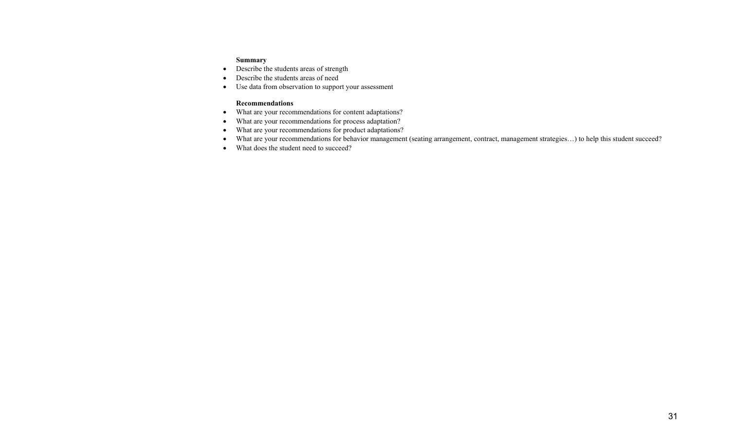**Summary**

- Describe the students areas of strength
- Describe the students areas of need
- Use data from observation to support your assessment

**Recommendations**

- What are your recommendations for content adaptations?
- What are your recommendations for process adaptation?
- What are your recommendations for product adaptations?
- What are your recommendations for behavior management (seating arrangement, contract, management strategies…) to help this student succeed?
- What does the student need to succeed?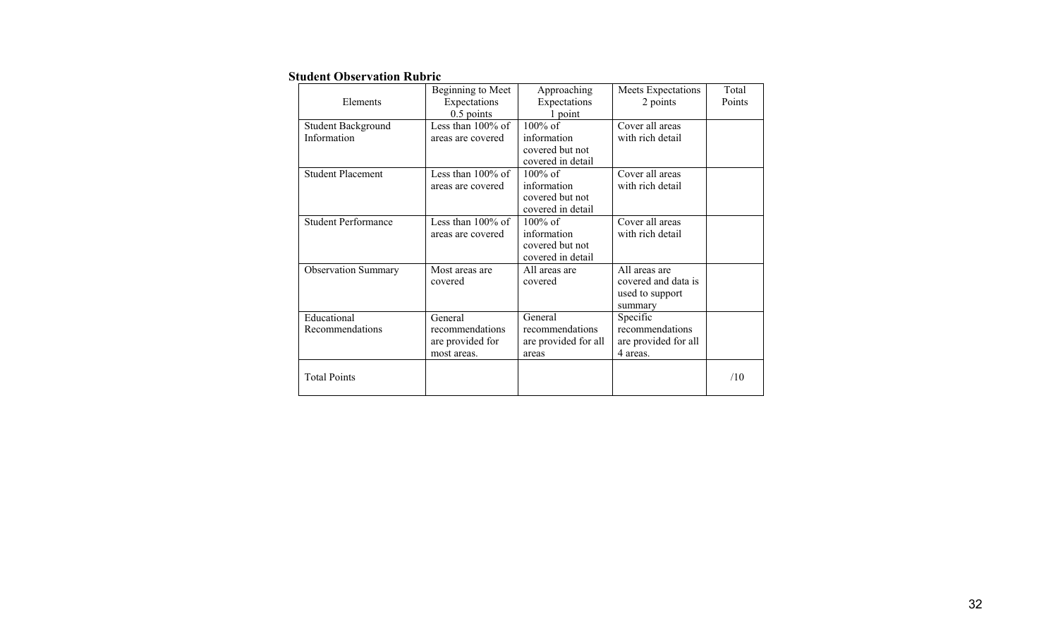**Student Observation Rubric**

| Elements | Beginning to Meet Expectations 0.5 points | Approaching Expectations 1 point | Meets Expectations 2 points | Total Points |
|---|---|---|---|---|
| Student Background Information | Less than 100% of areas are covered | 100% of information covered but not covered in detail | Cover all areas with rich detail | |
| Student Placement | Less than 100% of areas are covered | 100% of information covered but not covered in detail | Cover all areas with rich detail | |
| Student Performance | Less than 100% of areas are covered | 100% of information covered but not covered in detail | Cover all areas with rich detail | |
| Observation Summary | Most areas are covered | All areas are covered | All areas are covered and data is used to support summary | |
| Educational Recommendations | General recommendations are provided for most areas. | General recommendations are provided for all areas | Specific recommendations are provided for all 4 areas. | |
| Total Points | | | | /10 |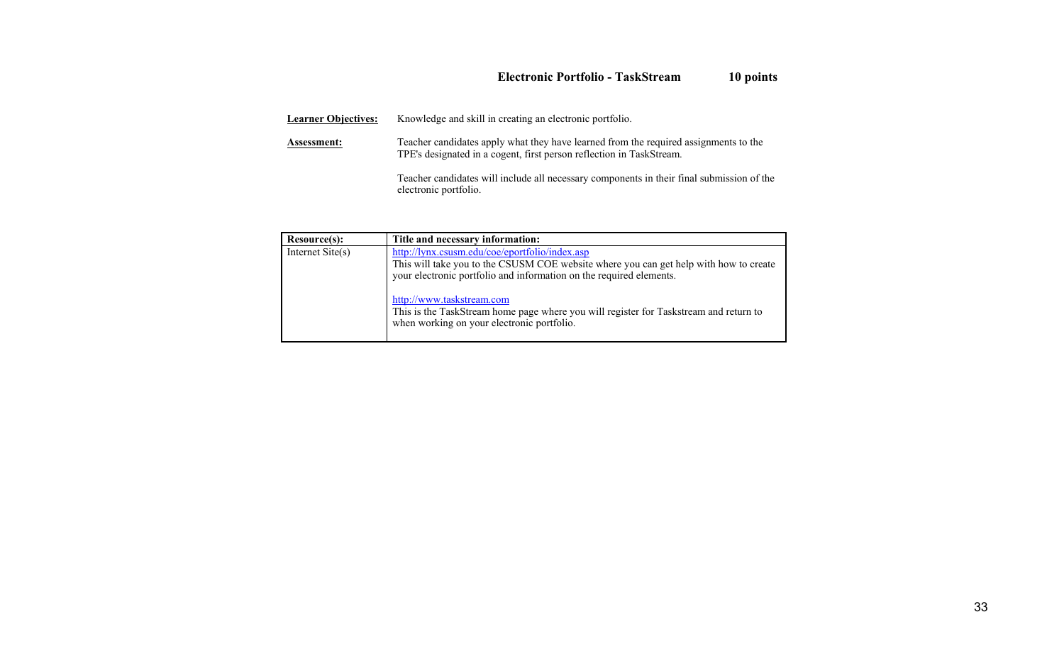## Electronic Portfolio - TaskStream 10 points

**Learner Objectives:** Knowledge and skill in creating an electronic portfolio.

**Assessment:** Teacher candidates apply what they have learned from the required assignments to the TPE's designated in a cogent, first person reflection in TaskStream.

Teacher candidates will include all necessary components in their final submission of the electronic portfolio.

| Resource(s): | Title and necessary information: |
| --- | --- |
| Internet Site(s) | http://lynx.csusm.edu/coe/eportfolio/index.asp<br>This will take you to the CSUSM COE website where you can get help with how to create your electronic portfolio and information on the required elements.<br><br>http://www.taskstream.com<br>This is the TaskStream home page where you will register for Taskstream and return to when working on your electronic portfolio. |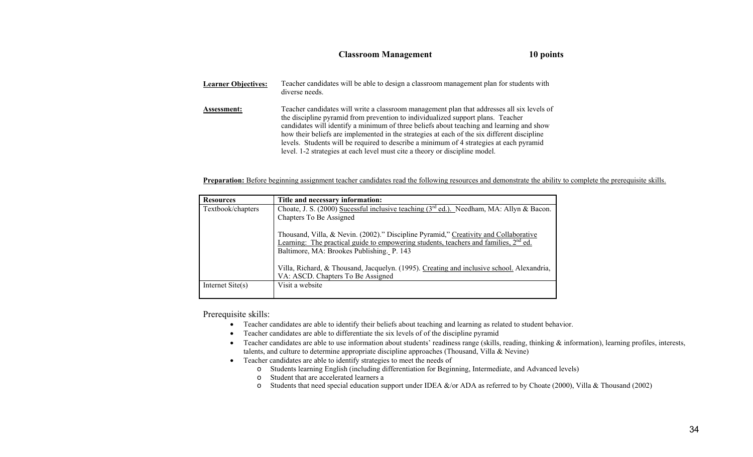## Classroom Management 10 points

**Learner Objectives:** Teacher candidates will be able to design a classroom management plan for students with diverse needs.

**Assessment:** Teacher candidates will write a classroom management plan that addresses all six levels of the discipline pyramid from prevention to individualized support plans. Teacher candidates will identify a minimum of three beliefs about teaching and learning and show how their beliefs are implemented in the strategies at each of the six different discipline levels. Students will be required to describe a minimum of 4 strategies at each pyramid level. 1-2 strategies at each level must cite a theory or discipline model.

**Preparation:** Before beginning assignment teacher candidates read the following resources and demonstrate the ability to complete the prerequisite skills.

| Resources | Title and necessary information: |
|---|---|
| Textbook/chapters | Choate, J. S. (2000) Sucessful inclusive teaching (3rd ed.). Needham, MA: Allyn & Bacon. Chapters To Be Assigned<br><br>Thousand, Villa, & Nevin. (2002)." Discipline Pyramid," Creativity and Collaborative Learning: The practical guide to empowering students, teachers and families, 2nd ed. Baltimore, MA: Brookes Publishing. P. 143<br><br>Villa, Richard, & Thousand, Jacquelyn. (1995). Creating and inclusive school. Alexandria, VA: ASCD. Chapters To Be Assigned |
| Internet Site(s) | Visit a website |

Prerequisite skills:

- Teacher candidates are able to identify their beliefs about teaching and learning as related to student behavior.
- Teacher candidates are able to differentiate the six levels of of the discipline pyramid
- Teacher candidates are able to use information about students' readiness range (skills, reading, thinking & information), learning profiles, interests, talents, and culture to determine appropriate discipline approaches (Thousand, Villa & Nevine)
- Teacher candidates are able to identify strategies to meet the needs of
  - Students learning English (including differentiation for Beginning, Intermediate, and Advanced levels)
  - Student that are accelerated learners a
  - Students that need special education support under IDEA &/or ADA as referred to by Choate (2000), Villa & Thousand (2002)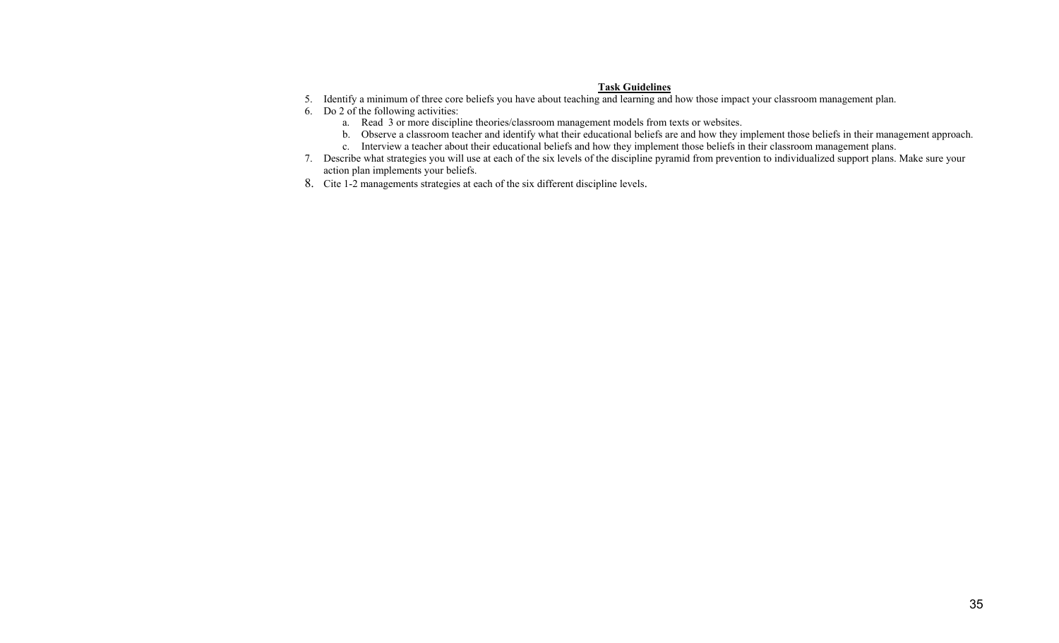**Task Guidelines**

5. Identify a minimum of three core beliefs you have about teaching and learning and how those impact your classroom management plan.
6. Do 2 of the following activities:
    a. Read 3 or more discipline theories/classroom management models from texts or websites.
    b. Observe a classroom teacher and identify what their educational beliefs are and how they implement those beliefs in their management approach.
    c. Interview a teacher about their educational beliefs and how they implement those beliefs in their classroom management plans.
7. Describe what strategies you will use at each of the six levels of the discipline pyramid from prevention to individualized support plans. Make sure your action plan implements your beliefs.
8. Cite 1-2 managements strategies at each of the six different discipline levels.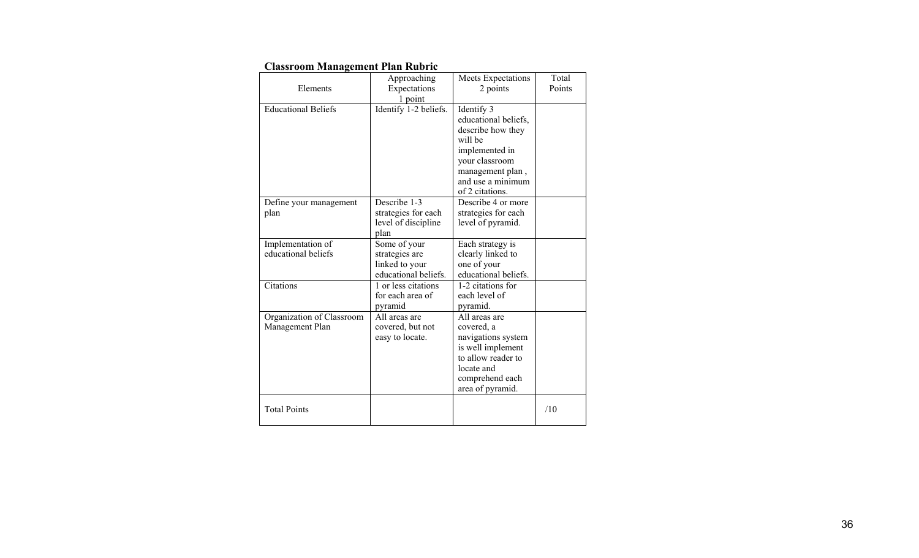**Classroom Management Plan Rubric**

| Elements | Approaching Expectations 1 point | Meets Expectations 2 points | Total Points |
|---|---|---|---|
| Educational Beliefs | Identify 1-2 beliefs. | Identify 3 educational beliefs, describe how they will be implemented in your classroom management plan , and use a minimum of 2 citations. | |
| Define your management plan | Describe 1-3 strategies for each level of discipline plan | Describe 4 or more strategies for each level of pyramid. | |
| Implementation of educational beliefs | Some of your strategies are linked to your educational beliefs. | Each strategy is clearly linked to one of your educational beliefs. | |
| Citations | 1 or less citations for each area of pyramid | 1-2 citations for each level of pyramid. | |
| Organization of Classroom Management Plan | All areas are covered, but not easy to locate. | All areas are covered, a navigations system is well implement to allow reader to locate and comprehend each area of pyramid. | |
| Total Points | | | /10 |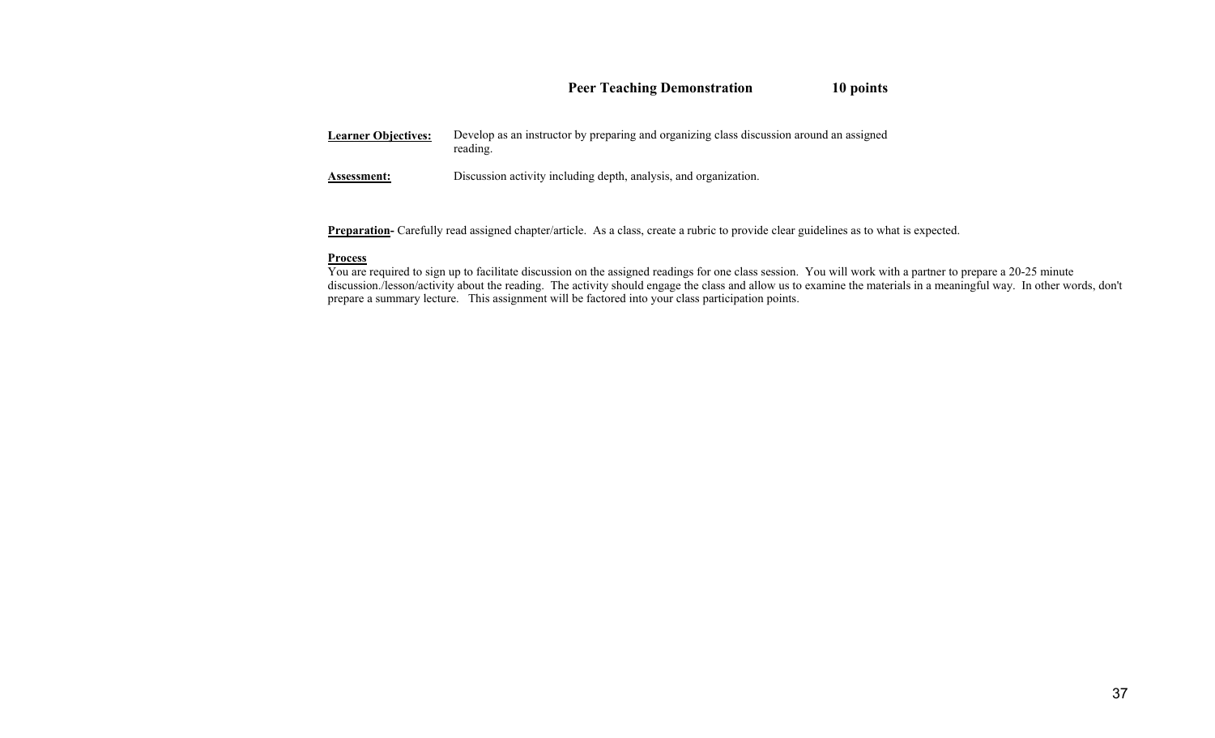## Peer Teaching Demonstration 10 points

**Learner Objectives:** Develop as an instructor by preparing and organizing class discussion around an assigned reading.

**Assessment:** Discussion activity including depth, analysis, and organization.

**Preparation-** Carefully read assigned chapter/article. As a class, create a rubric to provide clear guidelines as to what is expected.

**Process**

You are required to sign up to facilitate discussion on the assigned readings for one class session. You will work with a partner to prepare a 20-25 minute discussion./lesson/activity about the reading. The activity should engage the class and allow us to examine the materials in a meaningful way. In other words, don't prepare a summary lecture. This assignment will be factored into your class participation points.